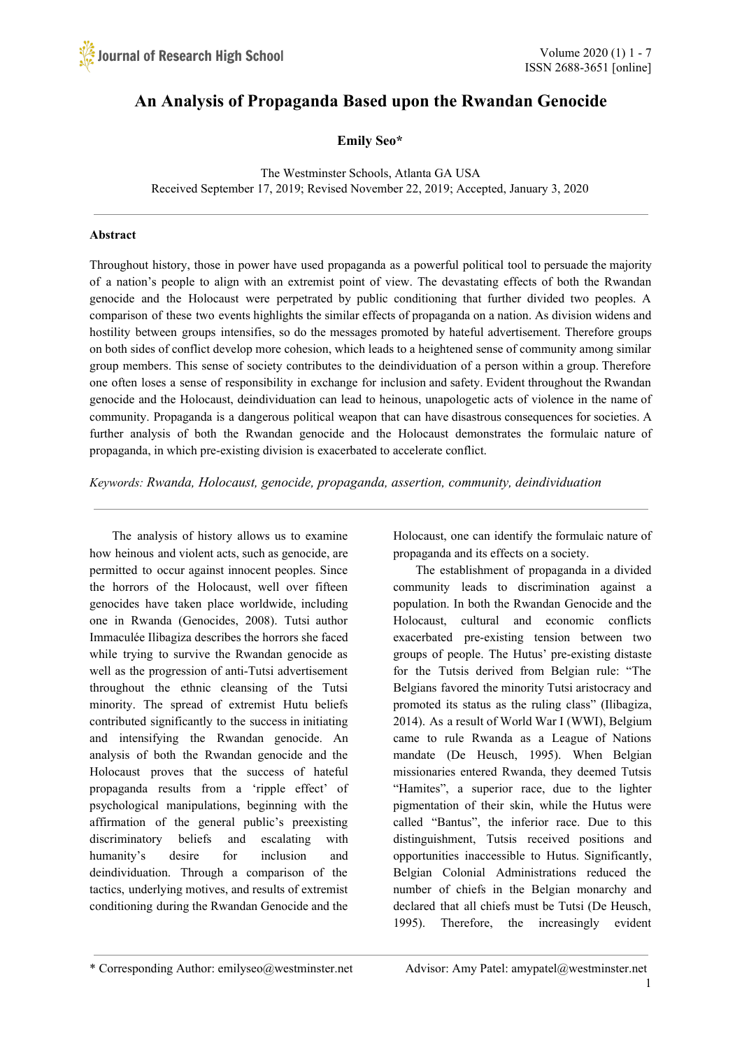# An Analysis of Propaganda Based upon the Rwandan Genocide

**Emily Seo***

The Westminster Schools, Atlanta GA USA
Received September 17, 2019; Revised November 22, 2019; Accepted, January 3, 2020

---

**Abstract**

Throughout history, those in power have used propaganda as a powerful political tool to persuade the majority of a nation's people to align with an extremist point of view. The devastating effects of both the Rwandan genocide and the Holocaust were perpetrated by public conditioning that further divided two peoples. A comparison of these two events highlights the similar effects of propaganda on a nation. As division widens and hostility between groups intensifies, so do the messages promoted by hateful advertisement. Therefore groups on both sides of conflict develop more cohesion, which leads to a heightened sense of community among similar group members. This sense of society contributes to the deindividuation of a person within a group. Therefore one often loses a sense of responsibility in exchange for inclusion and safety. Evident throughout the Rwandan genocide and the Holocaust, deindividuation can lead to heinous, unapologetic acts of violence in the name of community. Propaganda is a dangerous political weapon that can have disastrous consequences for societies. A further analysis of both the Rwandan genocide and the Holocaust demonstrates the formulaic nature of propaganda, in which pre-existing division is exacerbated to accelerate conflict.

*Keywords: Rwanda, Holocaust, genocide, propaganda, assertion, community, deindividuation*

---

The analysis of history allows us to examine how heinous and violent acts, such as genocide, are permitted to occur against innocent peoples. Since the horrors of the Holocaust, well over fifteen genocides have taken place worldwide, including one in Rwanda (Genocides, 2008). Tutsi author Immaculée Ilibagiza describes the horrors she faced while trying to survive the Rwandan genocide as well as the progression of anti-Tutsi advertisement throughout the ethnic cleansing of the Tutsi minority. The spread of extremist Hutu beliefs contributed significantly to the success in initiating and intensifying the Rwandan genocide. An analysis of both the Rwandan genocide and the Holocaust proves that the success of hateful propaganda results from a 'ripple effect' of psychological manipulations, beginning with the affirmation of the general public's preexisting discriminatory beliefs and escalating with humanity's desire for inclusion and deindividuation. Through a comparison of the tactics, underlying motives, and results of extremist conditioning during the Rwandan Genocide and the Holocaust, one can identify the formulaic nature of propaganda and its effects on a society.

The establishment of propaganda in a divided community leads to discrimination against a population. In both the Rwandan Genocide and the Holocaust, cultural and economic conflicts exacerbated pre-existing tension between two groups of people. The Hutus' pre-existing distaste for the Tutsis derived from Belgian rule: "The Belgians favored the minority Tutsi aristocracy and promoted its status as the ruling class" (Ilibagiza, 2014). As a result of World War I (WWI), Belgium came to rule Rwanda as a League of Nations mandate (De Heusch, 1995). When Belgian missionaries entered Rwanda, they deemed Tutsis "Hamites", a superior race, due to the lighter pigmentation of their skin, while the Hutus were called "Bantus", the inferior race. Due to this distinguishment, Tutsis received positions and opportunities inaccessible to Hutus. Significantly, Belgian Colonial Administrations reduced the number of chiefs in the Belgian monarchy and declared that all chiefs must be Tutsi (De Heusch, 1995). Therefore, the increasingly evident

---

\* Corresponding Author: emilyseo@westminster.net    Advisor: Amy Patel: amypatel@westminster.net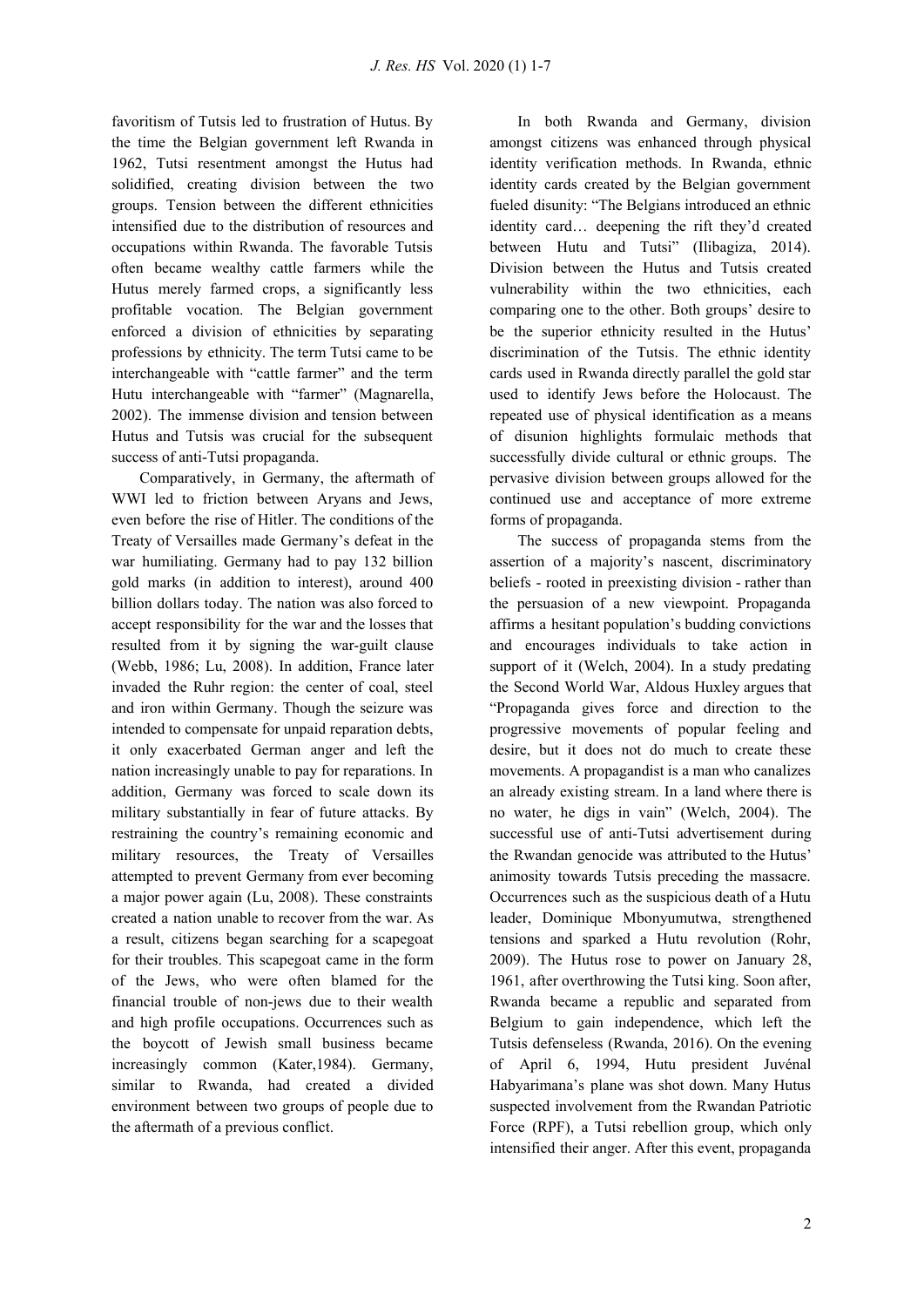favoritism of Tutsis led to frustration of Hutus. By the time the Belgian government left Rwanda in 1962, Tutsi resentment amongst the Hutus had solidified, creating division between the two groups. Tension between the different ethnicities intensified due to the distribution of resources and occupations within Rwanda. The favorable Tutsis often became wealthy cattle farmers while the Hutus merely farmed crops, a significantly less profitable vocation. The Belgian government enforced a division of ethnicities by separating professions by ethnicity. The term Tutsi came to be interchangeable with "cattle farmer" and the term Hutu interchangeable with "farmer" (Magnarella, 2002). The immense division and tension between Hutus and Tutsis was crucial for the subsequent success of anti-Tutsi propaganda.

Comparatively, in Germany, the aftermath of WWI led to friction between Aryans and Jews, even before the rise of Hitler. The conditions of the Treaty of Versailles made Germany's defeat in the war humiliating. Germany had to pay 132 billion gold marks (in addition to interest), around 400 billion dollars today. The nation was also forced to accept responsibility for the war and the losses that resulted from it by signing the war-guilt clause (Webb, 1986; Lu, 2008). In addition, France later invaded the Ruhr region: the center of coal, steel and iron within Germany. Though the seizure was intended to compensate for unpaid reparation debts, it only exacerbated German anger and left the nation increasingly unable to pay for reparations. In addition, Germany was forced to scale down its military substantially in fear of future attacks. By restraining the country's remaining economic and military resources, the Treaty of Versailles attempted to prevent Germany from ever becoming a major power again (Lu, 2008). These constraints created a nation unable to recover from the war. As a result, citizens began searching for a scapegoat for their troubles. This scapegoat came in the form of the Jews, who were often blamed for the financial trouble of non-jews due to their wealth and high profile occupations. Occurrences such as the boycott of Jewish small business became increasingly common (Kater,1984). Germany, similar to Rwanda, had created a divided environment between two groups of people due to the aftermath of a previous conflict.

In both Rwanda and Germany, division amongst citizens was enhanced through physical identity verification methods. In Rwanda, ethnic identity cards created by the Belgian government fueled disunity: "The Belgians introduced an ethnic identity card… deepening the rift they'd created between Hutu and Tutsi" (Ilibagiza, 2014). Division between the Hutus and Tutsis created vulnerability within the two ethnicities, each comparing one to the other. Both groups' desire to be the superior ethnicity resulted in the Hutus' discrimination of the Tutsis. The ethnic identity cards used in Rwanda directly parallel the gold star used to identify Jews before the Holocaust. The repeated use of physical identification as a means of disunion highlights formulaic methods that successfully divide cultural or ethnic groups. The pervasive division between groups allowed for the continued use and acceptance of more extreme forms of propaganda.

The success of propaganda stems from the assertion of a majority's nascent, discriminatory beliefs - rooted in preexisting division - rather than the persuasion of a new viewpoint. Propaganda affirms a hesitant population's budding convictions and encourages individuals to take action in support of it (Welch, 2004). In a study predating the Second World War, Aldous Huxley argues that "Propaganda gives force and direction to the progressive movements of popular feeling and desire, but it does not do much to create these movements. A propagandist is a man who canalizes an already existing stream. In a land where there is no water, he digs in vain" (Welch, 2004). The successful use of anti-Tutsi advertisement during the Rwandan genocide was attributed to the Hutus' animosity towards Tutsis preceding the massacre. Occurrences such as the suspicious death of a Hutu leader, Dominique Mbonyumutwa, strengthened tensions and sparked a Hutu revolution (Rohr, 2009). The Hutus rose to power on January 28, 1961, after overthrowing the Tutsi king. Soon after, Rwanda became a republic and separated from Belgium to gain independence, which left the Tutsis defenseless (Rwanda, 2016). On the evening of April 6, 1994, Hutu president Juvénal Habyarimana's plane was shot down. Many Hutus suspected involvement from the Rwandan Patriotic Force (RPF), a Tutsi rebellion group, which only intensified their anger. After this event, propaganda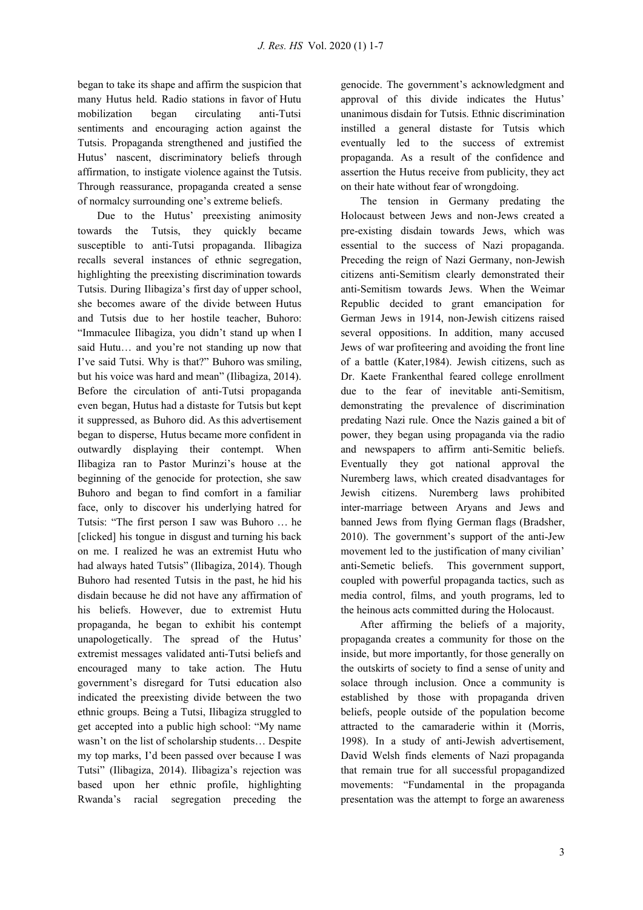began to take its shape and affirm the suspicion that many Hutus held. Radio stations in favor of Hutu mobilization began circulating anti-Tutsi sentiments and encouraging action against the Tutsis. Propaganda strengthened and justified the Hutus' nascent, discriminatory beliefs through affirmation, to instigate violence against the Tutsis. Through reassurance, propaganda created a sense of normalcy surrounding one's extreme beliefs.

Due to the Hutus' preexisting animosity towards the Tutsis, they quickly became susceptible to anti-Tutsi propaganda. Ilibagiza recalls several instances of ethnic segregation, highlighting the preexisting discrimination towards Tutsis. During Ilibagiza's first day of upper school, she becomes aware of the divide between Hutus and Tutsis due to her hostile teacher, Buhoro: "Immaculee Ilibagiza, you didn't stand up when I said Hutu… and you're not standing up now that I've said Tutsi. Why is that?" Buhoro was smiling, but his voice was hard and mean" (Ilibagiza, 2014). Before the circulation of anti-Tutsi propaganda even began, Hutus had a distaste for Tutsis but kept it suppressed, as Buhoro did. As this advertisement began to disperse, Hutus became more confident in outwardly displaying their contempt. When Ilibagiza ran to Pastor Murinzi's house at the beginning of the genocide for protection, she saw Buhoro and began to find comfort in a familiar face, only to discover his underlying hatred for Tutsis: "The first person I saw was Buhoro … he [clicked] his tongue in disgust and turning his back on me. I realized he was an extremist Hutu who had always hated Tutsis" (Ilibagiza, 2014). Though Buhoro had resented Tutsis in the past, he hid his disdain because he did not have any affirmation of his beliefs. However, due to extremist Hutu propaganda, he began to exhibit his contempt unapologetically. The spread of the Hutus' extremist messages validated anti-Tutsi beliefs and encouraged many to take action. The Hutu government's disregard for Tutsi education also indicated the preexisting divide between the two ethnic groups. Being a Tutsi, Ilibagiza struggled to get accepted into a public high school: "My name wasn't on the list of scholarship students… Despite my top marks, I'd been passed over because I was Tutsi" (Ilibagiza, 2014). Ilibagiza's rejection was based upon her ethnic profile, highlighting Rwanda's racial segregation preceding the genocide. The government's acknowledgment and approval of this divide indicates the Hutus' unanimous disdain for Tutsis. Ethnic discrimination instilled a general distaste for Tutsis which eventually led to the success of extremist propaganda. As a result of the confidence and assertion the Hutus receive from publicity, they act on their hate without fear of wrongdoing.

The tension in Germany predating the Holocaust between Jews and non-Jews created a pre-existing disdain towards Jews, which was essential to the success of Nazi propaganda. Preceding the reign of Nazi Germany, non-Jewish citizens anti-Semitism clearly demonstrated their anti-Semitism towards Jews. When the Weimar Republic decided to grant emancipation for German Jews in 1914, non-Jewish citizens raised several oppositions. In addition, many accused Jews of war profiteering and avoiding the front line of a battle (Kater,1984). Jewish citizens, such as Dr. Kaete Frankenthal feared college enrollment due to the fear of inevitable anti-Semitism, demonstrating the prevalence of discrimination predating Nazi rule. Once the Nazis gained a bit of power, they began using propaganda via the radio and newspapers to affirm anti-Semitic beliefs. Eventually they got national approval the Nuremberg laws, which created disadvantages for Jewish citizens. Nuremberg laws prohibited inter-marriage between Aryans and Jews and banned Jews from flying German flags (Bradsher, 2010). The government's support of the anti-Jew movement led to the justification of many civilian' anti-Semetic beliefs. This government support, coupled with powerful propaganda tactics, such as media control, films, and youth programs, led to the heinous acts committed during the Holocaust.

After affirming the beliefs of a majority, propaganda creates a community for those on the inside, but more importantly, for those generally on the outskirts of society to find a sense of unity and solace through inclusion. Once a community is established by those with propaganda driven beliefs, people outside of the population become attracted to the camaraderie within it (Morris, 1998). In a study of anti-Jewish advertisement, David Welsh finds elements of Nazi propaganda that remain true for all successful propagandized movements: "Fundamental in the propaganda presentation was the attempt to forge an awareness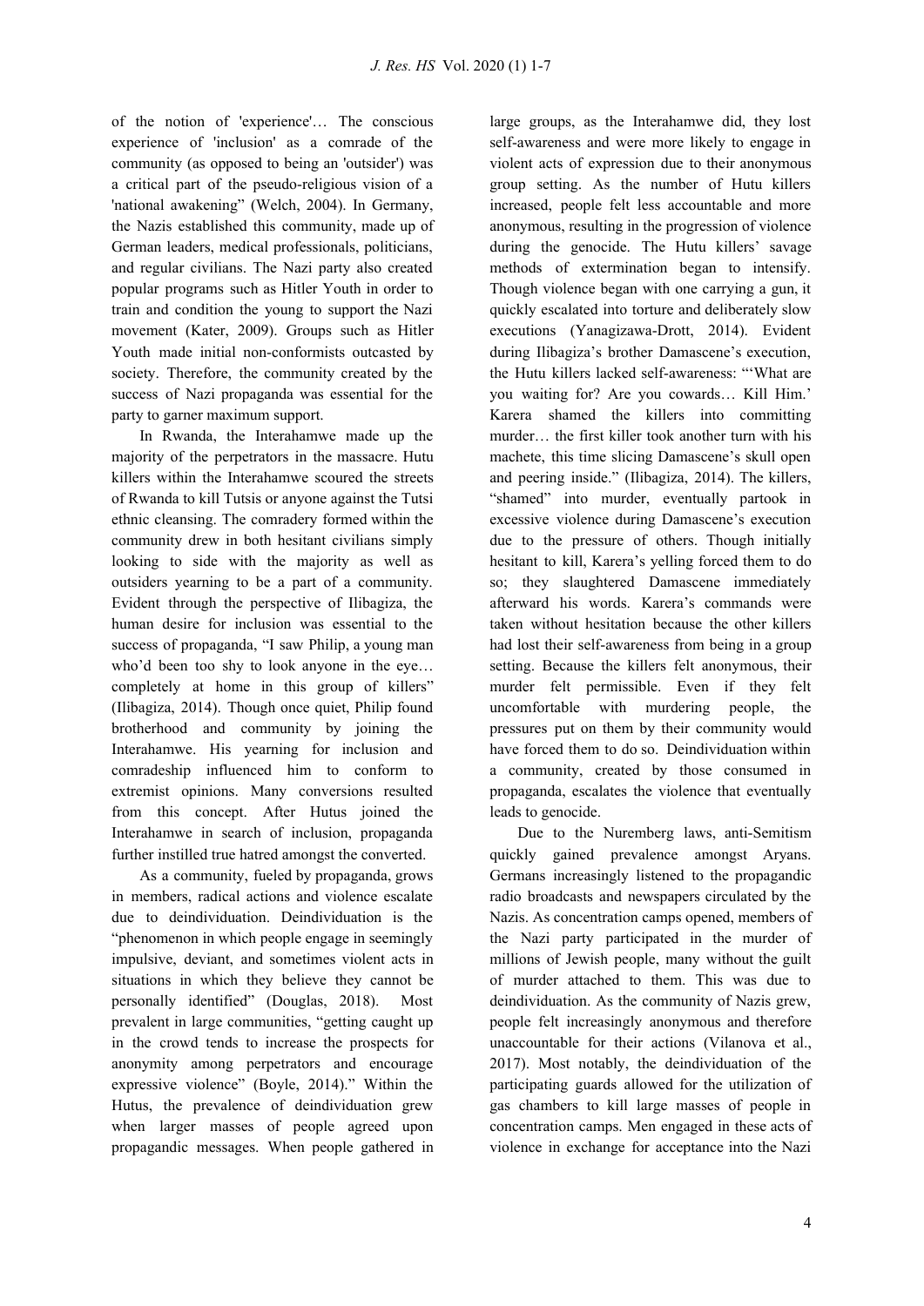of the notion of 'experience'… The conscious experience of 'inclusion' as a comrade of the community (as opposed to being an 'outsider') was a critical part of the pseudo-religious vision of a 'national awakening" (Welch, 2004). In Germany, the Nazis established this community, made up of German leaders, medical professionals, politicians, and regular civilians. The Nazi party also created popular programs such as Hitler Youth in order to train and condition the young to support the Nazi movement (Kater, 2009). Groups such as Hitler Youth made initial non-conformists outcasted by society. Therefore, the community created by the success of Nazi propaganda was essential for the party to garner maximum support.

In Rwanda, the Interahamwe made up the majority of the perpetrators in the massacre. Hutu killers within the Interahamwe scoured the streets of Rwanda to kill Tutsis or anyone against the Tutsi ethnic cleansing. The comradery formed within the community drew in both hesitant civilians simply looking to side with the majority as well as outsiders yearning to be a part of a community. Evident through the perspective of Ilibagiza, the human desire for inclusion was essential to the success of propaganda, "I saw Philip, a young man who'd been too shy to look anyone in the eye… completely at home in this group of killers" (Ilibagiza, 2014). Though once quiet, Philip found brotherhood and community by joining the Interahamwe. His yearning for inclusion and comradeship influenced him to conform to extremist opinions. Many conversions resulted from this concept. After Hutus joined the Interahamwe in search of inclusion, propaganda further instilled true hatred amongst the converted.

As a community, fueled by propaganda, grows in members, radical actions and violence escalate due to deindividuation. Deindividuation is the "phenomenon in which people engage in seemingly impulsive, deviant, and sometimes violent acts in situations in which they believe they cannot be personally identified" (Douglas, 2018). Most prevalent in large communities, "getting caught up in the crowd tends to increase the prospects for anonymity among perpetrators and encourage expressive violence" (Boyle, 2014)." Within the Hutus, the prevalence of deindividuation grew when larger masses of people agreed upon propagandic messages. When people gathered in large groups, as the Interahamwe did, they lost self-awareness and were more likely to engage in violent acts of expression due to their anonymous group setting. As the number of Hutu killers increased, people felt less accountable and more anonymous, resulting in the progression of violence during the genocide. The Hutu killers' savage methods of extermination began to intensify. Though violence began with one carrying a gun, it quickly escalated into torture and deliberately slow executions (Yanagizawa-Drott, 2014). Evident during Ilibagiza's brother Damascene's execution, the Hutu killers lacked self-awareness: "'What are you waiting for? Are you cowards… Kill Him.' Karera shamed the killers into committing murder… the first killer took another turn with his machete, this time slicing Damascene's skull open and peering inside." (Ilibagiza, 2014). The killers, "shamed" into murder, eventually partook in excessive violence during Damascene's execution due to the pressure of others. Though initially hesitant to kill, Karera's yelling forced them to do so; they slaughtered Damascene immediately afterward his words. Karera's commands were taken without hesitation because the other killers had lost their self-awareness from being in a group setting. Because the killers felt anonymous, their murder felt permissible. Even if they felt uncomfortable with murdering people, the pressures put on them by their community would have forced them to do so. Deindividuation within a community, created by those consumed in propaganda, escalates the violence that eventually leads to genocide.

Due to the Nuremberg laws, anti-Semitism quickly gained prevalence amongst Aryans. Germans increasingly listened to the propagandic radio broadcasts and newspapers circulated by the Nazis. As concentration camps opened, members of the Nazi party participated in the murder of millions of Jewish people, many without the guilt of murder attached to them. This was due to deindividuation. As the community of Nazis grew, people felt increasingly anonymous and therefore unaccountable for their actions (Vilanova et al., 2017). Most notably, the deindividuation of the participating guards allowed for the utilization of gas chambers to kill large masses of people in concentration camps. Men engaged in these acts of violence in exchange for acceptance into the Nazi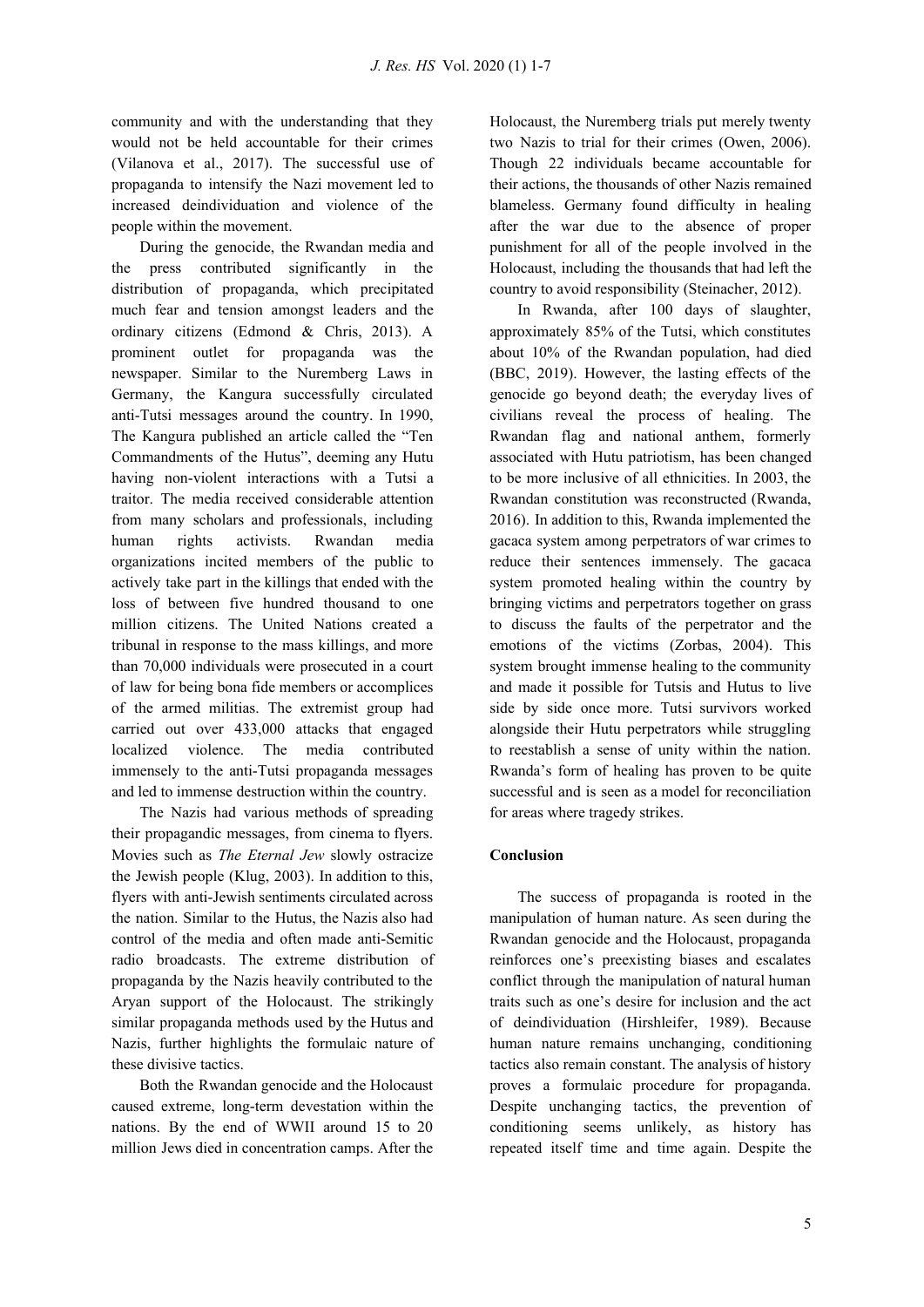community and with the understanding that they would not be held accountable for their crimes (Vilanova et al., 2017). The successful use of propaganda to intensify the Nazi movement led to increased deindividuation and violence of the people within the movement.

During the genocide, the Rwandan media and the press contributed significantly in the distribution of propaganda, which precipitated much fear and tension amongst leaders and the ordinary citizens (Edmond & Chris, 2013). A prominent outlet for propaganda was the newspaper. Similar to the Nuremberg Laws in Germany, the Kangura successfully circulated anti-Tutsi messages around the country. In 1990, The Kangura published an article called the "Ten Commandments of the Hutus", deeming any Hutu having non-violent interactions with a Tutsi a traitor. The media received considerable attention from many scholars and professionals, including human rights activists. Rwandan media organizations incited members of the public to actively take part in the killings that ended with the loss of between five hundred thousand to one million citizens. The United Nations created a tribunal in response to the mass killings, and more than 70,000 individuals were prosecuted in a court of law for being bona fide members or accomplices of the armed militias. The extremist group had carried out over 433,000 attacks that engaged localized violence. The media contributed immensely to the anti-Tutsi propaganda messages and led to immense destruction within the country.

The Nazis had various methods of spreading their propagandic messages, from cinema to flyers. Movies such as *The Eternal Jew* slowly ostracize the Jewish people (Klug, 2003). In addition to this, flyers with anti-Jewish sentiments circulated across the nation. Similar to the Hutus, the Nazis also had control of the media and often made anti-Semitic radio broadcasts. The extreme distribution of propaganda by the Nazis heavily contributed to the Aryan support of the Holocaust. The strikingly similar propaganda methods used by the Hutus and Nazis, further highlights the formulaic nature of these divisive tactics.

Both the Rwandan genocide and the Holocaust caused extreme, long-term devestation within the nations. By the end of WWII around 15 to 20 million Jews died in concentration camps. After the Holocaust, the Nuremberg trials put merely twenty two Nazis to trial for their crimes (Owen, 2006). Though 22 individuals became accountable for their actions, the thousands of other Nazis remained blameless. Germany found difficulty in healing after the war due to the absence of proper punishment for all of the people involved in the Holocaust, including the thousands that had left the country to avoid responsibility (Steinacher, 2012).

In Rwanda, after 100 days of slaughter, approximately 85% of the Tutsi, which constitutes about 10% of the Rwandan population, had died (BBC, 2019). However, the lasting effects of the genocide go beyond death; the everyday lives of civilians reveal the process of healing. The Rwandan flag and national anthem, formerly associated with Hutu patriotism, has been changed to be more inclusive of all ethnicities. In 2003, the Rwandan constitution was reconstructed (Rwanda, 2016). In addition to this, Rwanda implemented the gacaca system among perpetrators of war crimes to reduce their sentences immensely. The gacaca system promoted healing within the country by bringing victims and perpetrators together on grass to discuss the faults of the perpetrator and the emotions of the victims (Zorbas, 2004). This system brought immense healing to the community and made it possible for Tutsis and Hutus to live side by side once more. Tutsi survivors worked alongside their Hutu perpetrators while struggling to reestablish a sense of unity within the nation. Rwanda's form of healing has proven to be quite successful and is seen as a model for reconciliation for areas where tragedy strikes.

## Conclusion

The success of propaganda is rooted in the manipulation of human nature. As seen during the Rwandan genocide and the Holocaust, propaganda reinforces one's preexisting biases and escalates conflict through the manipulation of natural human traits such as one's desire for inclusion and the act of deindividuation (Hirshleifer, 1989). Because human nature remains unchanging, conditioning tactics also remain constant. The analysis of history proves a formulaic procedure for propaganda. Despite unchanging tactics, the prevention of conditioning seems unlikely, as history has repeated itself time and time again. Despite the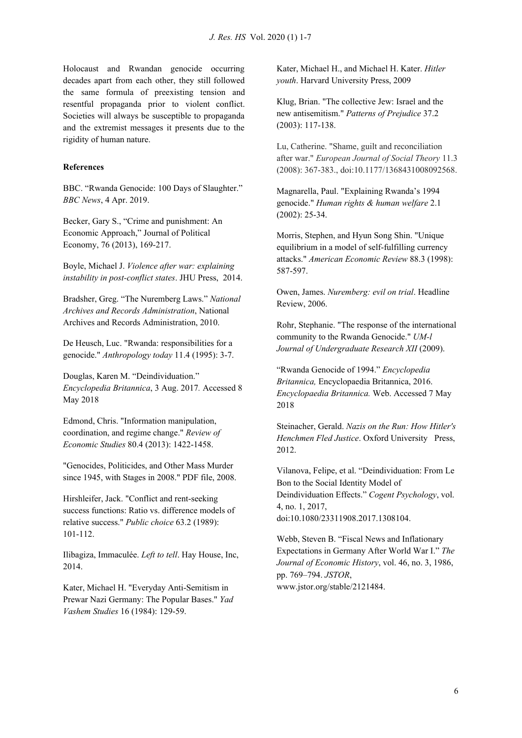Holocaust and Rwandan genocide occurring decades apart from each other, they still followed the same formula of preexisting tension and resentful propaganda prior to violent conflict. Societies will always be susceptible to propaganda and the extremist messages it presents due to the rigidity of human nature.

**References**

BBC. "Rwanda Genocide: 100 Days of Slaughter." *BBC News*, 4 Apr. 2019.

Becker, Gary S., "Crime and punishment: An Economic Approach," Journal of Political Economy, 76 (2013), 169-217.

Boyle, Michael J. *Violence after war: explaining instability in post-conflict states*. JHU Press, 2014.

Bradsher, Greg. "The Nuremberg Laws." *National Archives and Records Administration*, National Archives and Records Administration, 2010.

De Heusch, Luc. "Rwanda: responsibilities for a genocide." *Anthropology today* 11.4 (1995): 3-7.

Douglas, Karen M. "Deindividuation." *Encyclopedia Britannica*, 3 Aug. 2017. Accessed 8 May 2018

Edmond, Chris. "Information manipulation, coordination, and regime change." *Review of Economic Studies* 80.4 (2013): 1422-1458.

"Genocides, Politicides, and Other Mass Murder since 1945, with Stages in 2008." PDF file, 2008.

Hirshleifer, Jack. "Conflict and rent-seeking success functions: Ratio vs. difference models of relative success." *Public choice* 63.2 (1989): 101-112.

Ilibagiza, Immaculée. *Left to tell*. Hay House, Inc, 2014.

Kater, Michael H. "Everyday Anti-Semitism in Prewar Nazi Germany: The Popular Bases." *Yad Vashem Studies* 16 (1984): 129-59.

Kater, Michael H., and Michael H. Kater. *Hitler youth*. Harvard University Press, 2009

Klug, Brian. "The collective Jew: Israel and the new antisemitism." *Patterns of Prejudice* 37.2 (2003): 117-138.

Lu, Catherine. "Shame, guilt and reconciliation after war." *European Journal of Social Theory* 11.3 (2008): 367-383., doi:10.1177/1368431008092568.

Magnarella, Paul. "Explaining Rwanda's 1994 genocide." *Human rights & human welfare* 2.1 (2002): 25-34.

Morris, Stephen, and Hyun Song Shin. "Unique equilibrium in a model of self-fulfilling currency attacks." *American Economic Review* 88.3 (1998): 587-597.

Owen, James. *Nuremberg: evil on trial*. Headline Review, 2006.

Rohr, Stephanie. "The response of the international community to the Rwanda Genocide." *UM-l Journal of Undergraduate Research XII* (2009).

"Rwanda Genocide of 1994." *Encyclopedia Britannica,* Encyclopaedia Britannica, 2016. *Encyclopaedia Britannica.* Web. Accessed 7 May 2018

Steinacher, Gerald. *Nazis on the Run: How Hitler's Henchmen Fled Justice*. Oxford University Press, 2012.

Vilanova, Felipe, et al. "Deindividuation: From Le Bon to the Social Identity Model of Deindividuation Effects." *Cogent Psychology*, vol. 4, no. 1, 2017, doi:10.1080/23311908.2017.1308104.

Webb, Steven B. "Fiscal News and Inflationary Expectations in Germany After World War I." *The Journal of Economic History*, vol. 46, no. 3, 1986, pp. 769–794. *JSTOR*, www.jstor.org/stable/2121484.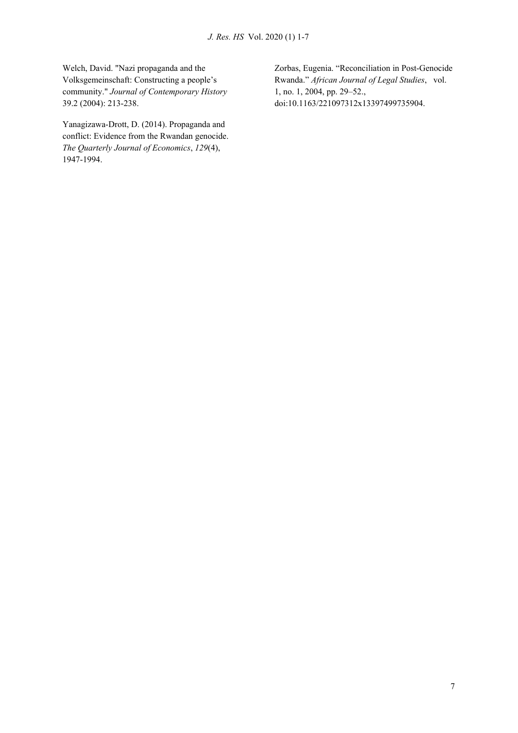Welch, David. "Nazi propaganda and the Volksgemeinschaft: Constructing a people's community." *Journal of Contemporary History* 39.2 (2004): 213-238.

Yanagizawa-Drott, D. (2014). Propaganda and conflict: Evidence from the Rwandan genocide. *The Quarterly Journal of Economics*, *129*(4), 1947-1994.

Zorbas, Eugenia. "Reconciliation in Post-Genocide Rwanda." *African Journal of Legal Studies*, vol. 1, no. 1, 2004, pp. 29–52., doi:10.1163/221097312x13397499735904.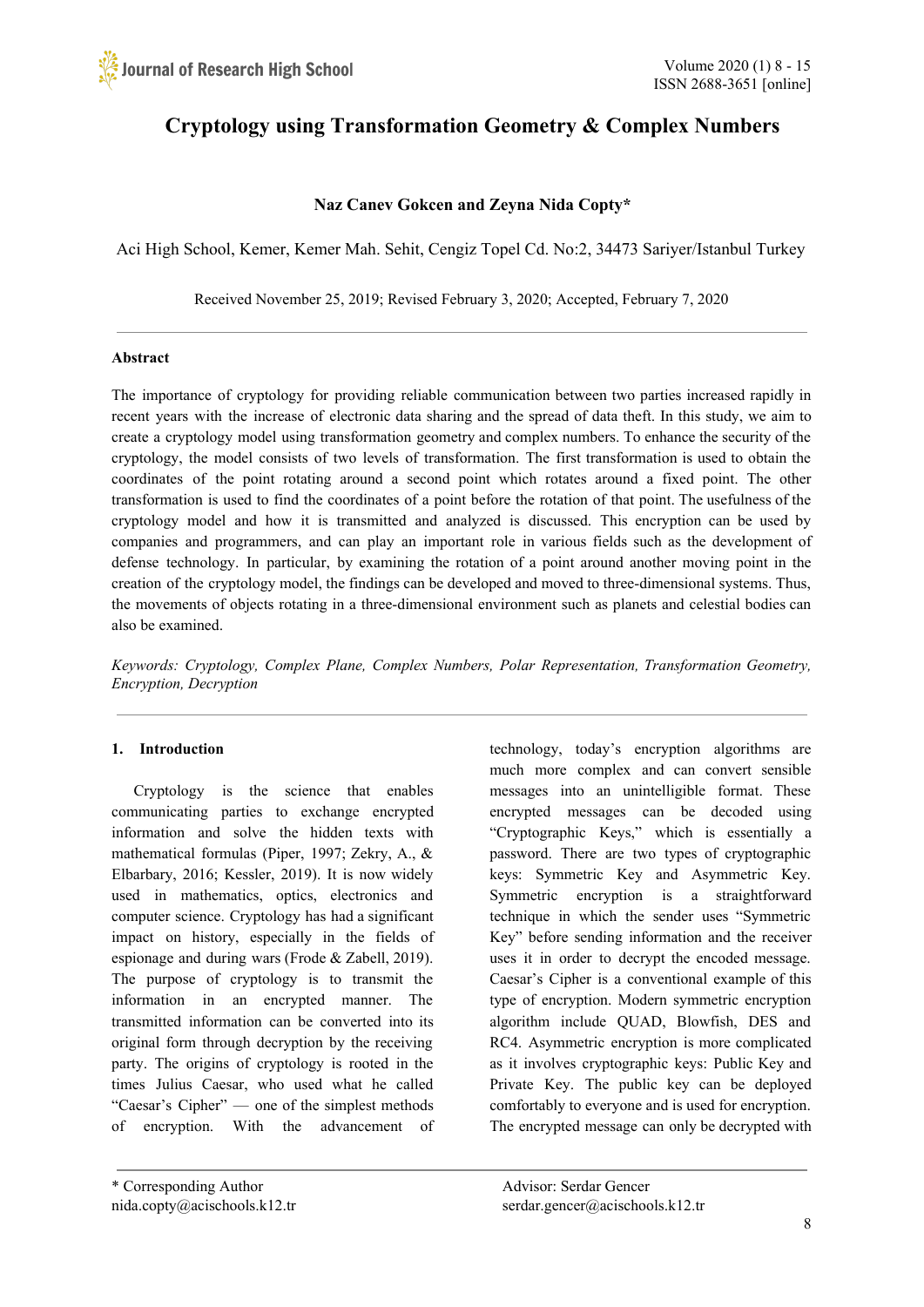# Cryptology using Transformation Geometry & Complex Numbers

**Naz Canev Gokcen and Zeyna Nida Copty***

Aci High School, Kemer, Kemer Mah. Sehit, Cengiz Topel Cd. No:2, 34473 Sariyer/Istanbul Turkey

Received November 25, 2019; Revised February 3, 2020; Accepted, February 7, 2020

---

**Abstract**

The importance of cryptology for providing reliable communication between two parties increased rapidly in recent years with the increase of electronic data sharing and the spread of data theft. In this study, we aim to create a cryptology model using transformation geometry and complex numbers. To enhance the security of the cryptology, the model consists of two levels of transformation. The first transformation is used to obtain the coordinates of the point rotating around a second point which rotates around a fixed point. The other transformation is used to find the coordinates of a point before the rotation of that point. The usefulness of the cryptology model and how it is transmitted and analyzed is discussed. This encryption can be used by companies and programmers, and can play an important role in various fields such as the development of defense technology. In particular, by examining the rotation of a point around another moving point in the creation of the cryptology model, the findings can be developed and moved to three-dimensional systems. Thus, the movements of objects rotating in a three-dimensional environment such as planets and celestial bodies can also be examined.

*Keywords: Cryptology, Complex Plane, Complex Numbers, Polar Representation, Transformation Geometry, Encryption, Decryption*

---

## 1. Introduction

Cryptology is the science that enables communicating parties to exchange encrypted information and solve the hidden texts with mathematical formulas (Piper, 1997; Zekry, A., & Elbarbary, 2016; Kessler, 2019). It is now widely used in mathematics, optics, electronics and computer science. Cryptology has had a significant impact on history, especially in the fields of espionage and during wars (Frode & Zabell, 2019). The purpose of cryptology is to transmit the information in an encrypted manner. The transmitted information can be converted into its original form through decryption by the receiving party. The origins of cryptology is rooted in the times Julius Caesar, who used what he called "Caesar's Cipher" — one of the simplest methods of encryption. With the advancement of technology, today's encryption algorithms are much more complex and can convert sensible messages into an unintelligible format. These encrypted messages can be decoded using "Cryptographic Keys," which is essentially a password. There are two types of cryptographic keys: Symmetric Key and Asymmetric Key. Symmetric encryption is a straightforward technique in which the sender uses "Symmetric Key" before sending information and the receiver uses it in order to decrypt the encoded message. Caesar's Cipher is a conventional example of this type of encryption. Modern symmetric encryption algorithm include QUAD, Blowfish, DES and RC4. Asymmetric encryption is more complicated as it involves cryptographic keys: Public Key and Private Key. The public key can be deployed comfortably to everyone and is used for encryption. The encrypted message can only be decrypted with

---

* Corresponding Author
nida.copty@aciscools.k12.tr

Advisor: Serdar Gencer
serdar.gencer@aciscools.k12.tr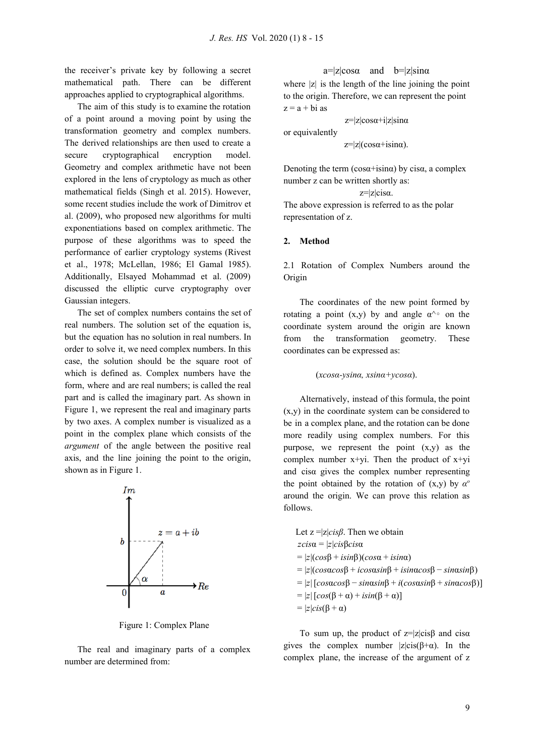the receiver's private key by following a secret mathematical path. There can be different approaches applied to cryptographical algorithms.

The aim of this study is to examine the rotation of a point around a moving point by using the transformation geometry and complex numbers. The derived relationships are then used to create a secure cryptographical encryption model. Geometry and complex arithmetic have not been explored in the lens of cryptology as much as other mathematical fields (Singh et al. 2015). However, some recent studies include the work of Dimitrov et al. (2009), who proposed new algorithms for multi exponentiations based on complex arithmetic. The purpose of these algorithms was to speed the performance of earlier cryptology systems (Rivest et al., 1978; McLellan, 1986; El Gamal 1985). Additionally, Elsayed Mohammad et al. (2009) discussed the elliptic curve cryptography over Gaussian integers.

The set of complex numbers contains the set of real numbers. The solution set of the equation is, but the equation has no solution in real numbers. In order to solve it, we need complex numbers. In this case, the solution should be the square root of which is defined as. Complex numbers have the form, where and are real numbers; is called the real part and is called the imaginary part. As shown in Figure 1, we represent the real and imaginary parts by two axes. A complex number is visualized as a point in the complex plane which consists of the *argument* of the angle between the positive real axis, and the line joining the point to the origin, shown as in Figure 1.

Figure 1: Complex Plane

The real and imaginary parts of a complex number are determined from:

$$a=|z|\cos\alpha \quad \text{and} \quad b=|z|\sin\alpha$$

where $|z|$ is the length of the line joining the point to the origin. Therefore, we can represent the point $z = a + bi$ as

$$z=|z|\cos\alpha+i|z|\sin\alpha$$

or equivalently

$$z=|z|(\cos\alpha+i\sin\alpha).$$

Denoting the term $(\cos\alpha+i\sin\alpha)$ by $cis\alpha$, a complex number $z$ can be written shortly as:

$$z=|z|cis\alpha.$$

The above expression is referred to as the polar representation of $z$.

## 2. Method

### 2.1 Rotation of Complex Numbers around the Origin

The coordinates of the new point formed by rotating a point $(x,y)$ by and angle $\alpha^{\circ}$ on the coordinate system around the origin are known from the transformation geometry. These coordinates can be expressed as:

$$(x\cos\alpha-y\sin\alpha,\ x\sin\alpha+y\cos\alpha).$$

Alternatively, instead of this formula, the point $(x,y)$ in the coordinate system can be considered to be in a complex plane, and the rotation can be done more readily using complex numbers. For this purpose, we represent the point $(x,y)$ as the complex number $x+yi$. Then the product of $x+yi$ and $cis\alpha$ gives the complex number representing the point obtained by the rotation of $(x,y)$ by $\alpha^{o}$ around the origin. We can prove this relation as follows.

Let $z=|z|cis\beta$. Then we obtain

$$
\begin{aligned}
z\,cis\alpha &= |z|cis\beta\, cis\alpha \\
&= |z|(\cos\beta + i\sin\beta)(\cos\alpha + i\sin\alpha) \\
&= |z|(\cos\alpha\cos\beta + i\cos\alpha\sin\beta + i\sin\alpha\cos\beta - \sin\alpha\sin\beta) \\
&= |z|\,[\cos\alpha\cos\beta - \sin\alpha\sin\beta + i(\cos\alpha\sin\beta + \sin\alpha\cos\beta)] \\
&= |z|\,[\cos(\beta + \alpha) + i\sin(\beta + \alpha)] \\
&= |z|cis(\beta + \alpha)
\end{aligned}
$$

To sum up, the product of $z=|z|cis\beta$ and $cis\alpha$ gives the complex number $|z|cis(\beta+\alpha)$. In the complex plane, the increase of the argument of $z$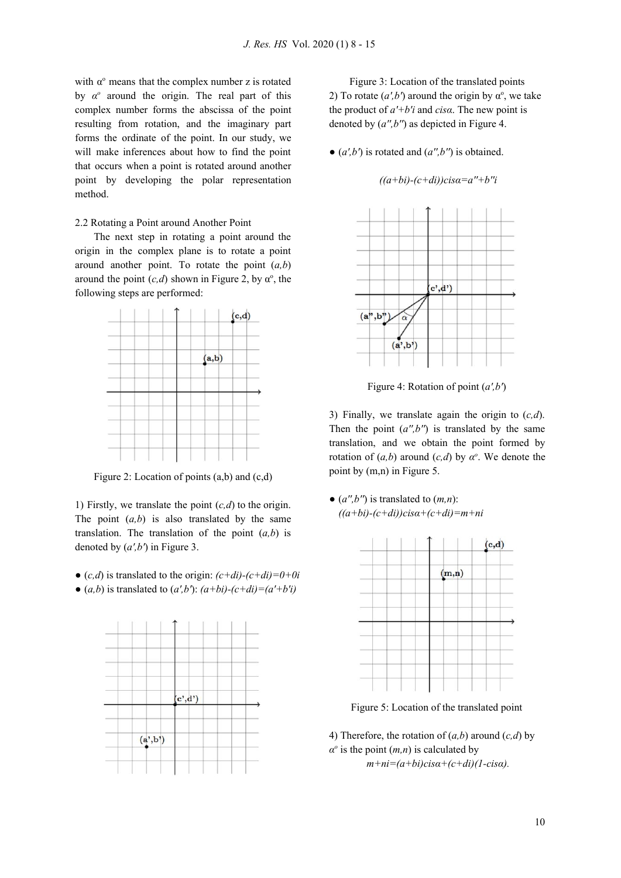with $\alpha^o$ means that the complex number z is rotated by $\alpha^o$ around the origin. The real part of this complex number forms the abscissa of the point resulting from rotation, and the imaginary part forms the ordinate of the point. In our study, we will make inferences about how to find the point that occurs when a point is rotated around another point by developing the polar representation method.

### 2.2 Rotating a Point around Another Point

The next step in rotating a point around the origin in the complex plane is to rotate a point around another point. To rotate the point $(a,b)$ around the point $(c,d)$ shown in Figure 2, by $\alpha^o$, the following steps are performed:

Figure 2: Location of points (a,b) and (c,d)

1) Firstly, we translate the point $(c,d)$ to the origin. The point $(a,b)$ is also translated by the same translation. The translation of the point $(a,b)$ is denoted by $(a',b')$ in Figure 3.

- $(c,d)$ is translated to the origin: $(c+di)-(c+di)=0+0i$
- $(a,b)$ is translated to $(a',b')$: $(a+bi)-(c+di)=(a'+b'i)$

Figure 3: Location of the translated points

2) To rotate $(a',b')$ around the origin by $\alpha^o$, we take the product of $a'+b'i$ and $cis\alpha$. The new point is denoted by $(a'',b'')$ as depicted in Figure 4.

- $(a',b')$ is rotated and $(a'',b'')$ is obtained.

$$((a+bi)-(c+di))cis\alpha=a''+b''i$$

Figure 4: Rotation of point $(a',b')$

3) Finally, we translate again the origin to $(c,d)$. Then the point $(a'',b'')$ is translated by the same translation, and we obtain the point formed by rotation of $(a,b)$ around $(c,d)$ by $\alpha^o$. We denote the point by $(m,n)$ in Figure 5.

- $(a'',b'')$ is translated to $(m,n)$:
  $((a+bi)-(c+di))cis\alpha+(c+di)=m+ni$

Figure 5: Location of the translated point

4) Therefore, the rotation of $(a,b)$ around $(c,d)$ by $\alpha^o$ is the point $(m,n)$ is calculated by

$$m+ni=(a+bi)cis\alpha+(c+di)(1-cis\alpha).$$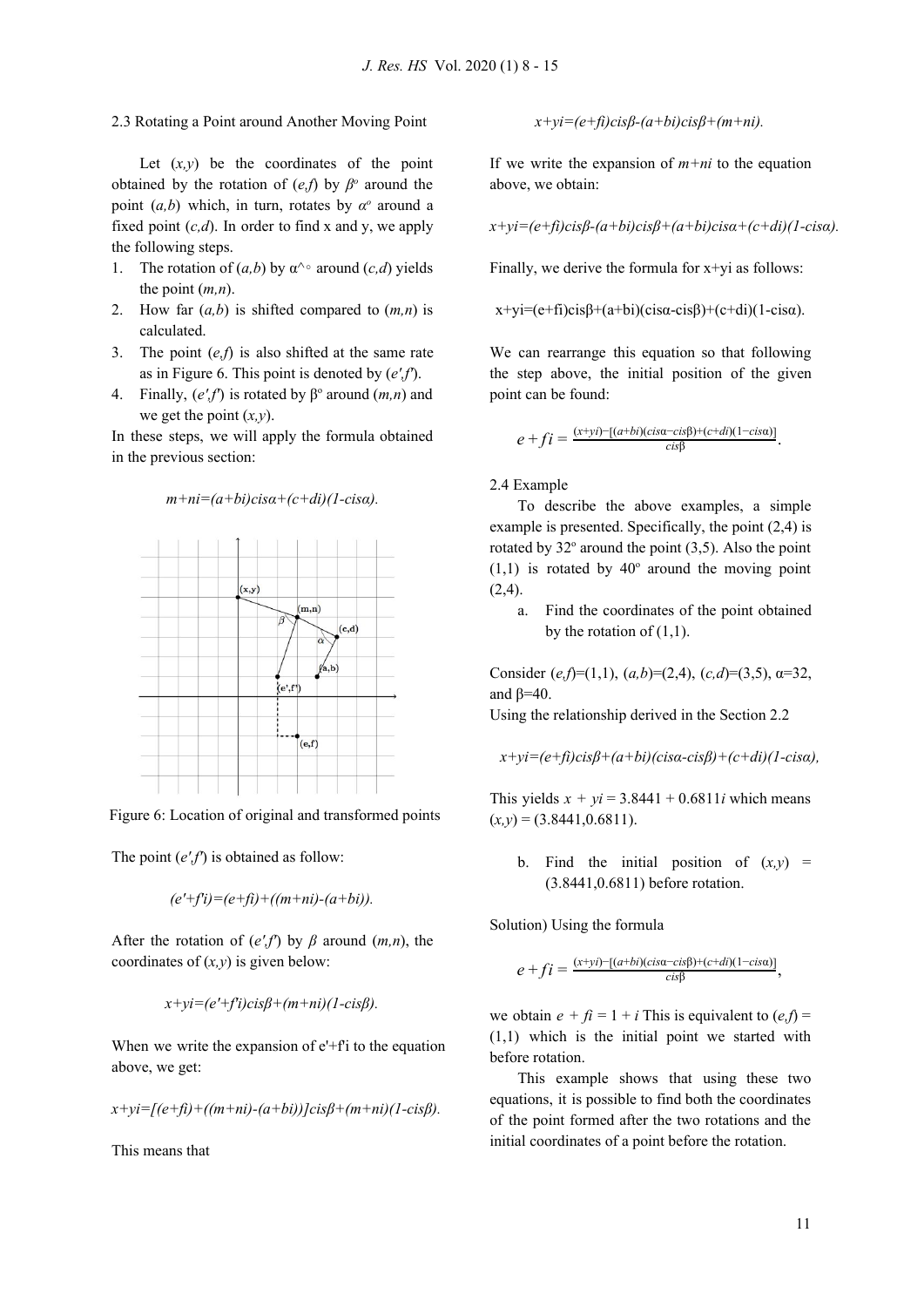2.3 Rotating a Point around Another Moving Point

Let $(x,y)$ be the coordinates of the point obtained by the rotation of $(e,f)$ by $\beta^o$ around the point $(a,b)$ which, in turn, rotates by $\alpha^o$ around a fixed point $(c,d)$. In order to find x and y, we apply the following steps.

1. The rotation of $(a,b)$ by $\alpha^{\circ}$ around $(c,d)$ yields the point $(m,n)$.
2. How far $(a,b)$ is shifted compared to $(m,n)$ is calculated.
3. The point $(e,f)$ is also shifted at the same rate as in Figure 6. This point is denoted by $(e',f')$.
4. Finally, $(e',f')$ is rotated by $\beta^o$ around $(m,n)$ and we get the point $(x,y)$.

In these steps, we will apply the formula obtained in the previous section:

$$m+ni=(a+bi)cis\alpha+(c+di)(1-cis\alpha).$$

Figure 6: Location of original and transformed points

The point $(e',f')$ is obtained as follow:

$$(e'+f'i)=(e+fi)+((m+ni)-(a+bi)).$$

After the rotation of $(e',f')$ by $\beta$ around $(m,n)$, the coordinates of $(x,y)$ is given below:

$$x+yi=(e'+f'i)cis\beta+(m+ni)(1-cis\beta).$$

When we write the expansion of $e'+f'i$ to the equation above, we get:

$$x+yi=[(e+fi)+((m+ni)-(a+bi))]cis\beta+(m+ni)(1-cis\beta).$$

This means that

$$x+yi=(e+fi)cis\beta-(a+bi)cis\beta+(m+ni).$$

If we write the expansion of $m+ni$ to the equation above, we obtain:

$$x+yi=(e+fi)cis\beta-(a+bi)cis\beta+(a+bi)cis\alpha+(c+di)(1-cis\alpha).$$

Finally, we derive the formula for x+yi as follows:

$$x+yi=(e+fi)cis\beta+(a+bi)(cis\alpha-cis\beta)+(c+di)(1-cis\alpha).$$

We can rearrange this equation so that following the step above, the initial position of the given point can be found:

$$e+fi=\frac{(x+yi)-[(a+bi)(cis\alpha-cis\beta)+(c+di)(1-cis\alpha)]}{cis\beta}.$$

2.4 Example

To describe the above examples, a simple example is presented. Specifically, the point (2,4) is rotated by 32° around the point (3,5). Also the point (1,1) is rotated by 40° around the moving point (2,4).

a. Find the coordinates of the point obtained by the rotation of (1,1).

Consider $(e,f)=(1,1)$, $(a,b)=(2,4)$, $(c,d)=(3,5)$, $\alpha=32$, and $\beta=40$.
Using the relationship derived in the Section 2.2

$$x+yi=(e+fi)cis\beta+(a+bi)(cis\alpha-cis\beta)+(c+di)(1-cis\alpha),$$

This yields $x+yi=3.8441+0.6811i$ which means $(x,y)=(3.8441,0.6811)$.

b. Find the initial position of $(x,y)=(3.8441,0.6811)$ before rotation.

Solution) Using the formula

$$e+fi=\frac{(x+yi)-[(a+bi)(cis\alpha-cis\beta)+(c+di)(1-cis\alpha)]}{cis\beta},$$

we obtain $e+fi=1+i$ This is equivalent to $(e,f)=(1,1)$ which is the initial point we started with before rotation.

This example shows that using these two equations, it is possible to find both the coordinates of the point formed after the two rotations and the initial coordinates of a point before the rotation.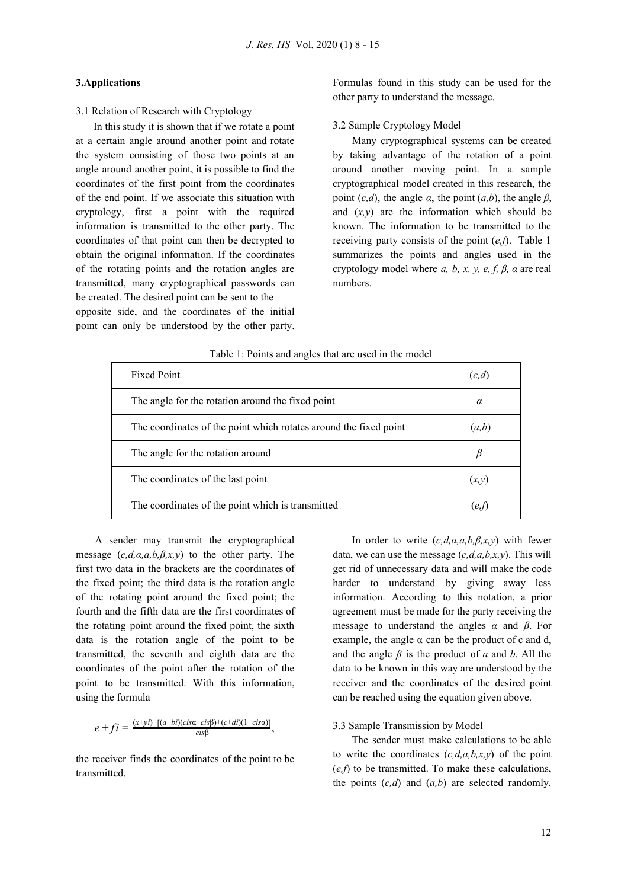## 3.Applications

### 3.1 Relation of Research with Cryptology

In this study it is shown that if we rotate a point at a certain angle around another point and rotate the system consisting of those two points at an angle around another point, it is possible to find the coordinates of the first point from the coordinates of the end point. If we associate this situation with cryptology, first a point with the required information is transmitted to the other party. The coordinates of that point can then be decrypted to obtain the original information. If the coordinates of the rotating points and the rotation angles are transmitted, many cryptographical passwords can be created. The desired point can be sent to the opposite side, and the coordinates of the initial point can only be understood by the other party. Formulas found in this study can be used for the other party to understand the message.

### 3.2 Sample Cryptology Model

Many cryptographical systems can be created by taking advantage of the rotation of a point around another moving point. In a sample cryptographical model created in this research, the point $(c,d)$, the angle $\alpha$, the point $(a,b)$, the angle $\beta$, and $(x,y)$ are the information which should be known. The information to be transmitted to the receiving party consists of the point $(e,f)$. Table 1 summarizes the points and angles used in the cryptology model where $a, b, x, y, e, f, \beta, \alpha$ are real numbers.

Table 1: Points and angles that are used in the model

| | |
|---|---|
| Fixed Point | $(c,d)$ |
| The angle for the rotation around the fixed point | $\alpha$ |
| The coordinates of the point which rotates around the fixed point | $(a,b)$ |
| The angle for the rotation around | $\beta$ |
| The coordinates of the last point | $(x,y)$ |
| The coordinates of the point which is transmitted | $(e,f)$ |

A sender may transmit the cryptographical message $(c,d,\alpha,a,b,\beta,x,y)$ to the other party. The first two data in the brackets are the coordinates of the fixed point; the third data is the rotation angle of the rotating point around the fixed point; the fourth and the fifth data are the first coordinates of the rotating point around the fixed point, the sixth data is the rotation angle of the point to be transmitted, the seventh and eighth data are the coordinates of the point after the rotation of the point to be transmitted. With this information, using the formula

$$e+fi=\frac{(x+yi)-[(a+bi)(cis\alpha-cis\beta)+(c+di)(1-cis\alpha)]}{cis\beta},$$

the receiver finds the coordinates of the point to be transmitted.

In order to write $(c,d,\alpha,a,b,\beta,x,y)$ with fewer data, we can use the message $(c,d,a,b,x,y)$. This will get rid of unnecessary data and will make the code harder to understand by giving away less information. According to this notation, a prior agreement must be made for the party receiving the message to understand the angles $\alpha$ and $\beta$. For example, the angle α can be the product of c and d, and the angle $\beta$ is the product of $a$ and $b$. All the data to be known in this way are understood by the receiver and the coordinates of the desired point can be reached using the equation given above.

### 3.3 Sample Transmission by Model

The sender must make calculations to be able to write the coordinates $(c,d,a,b,x,y)$ of the point $(e,f)$ to be transmitted. To make these calculations, the points $(c,d)$ and $(a,b)$ are selected randomly.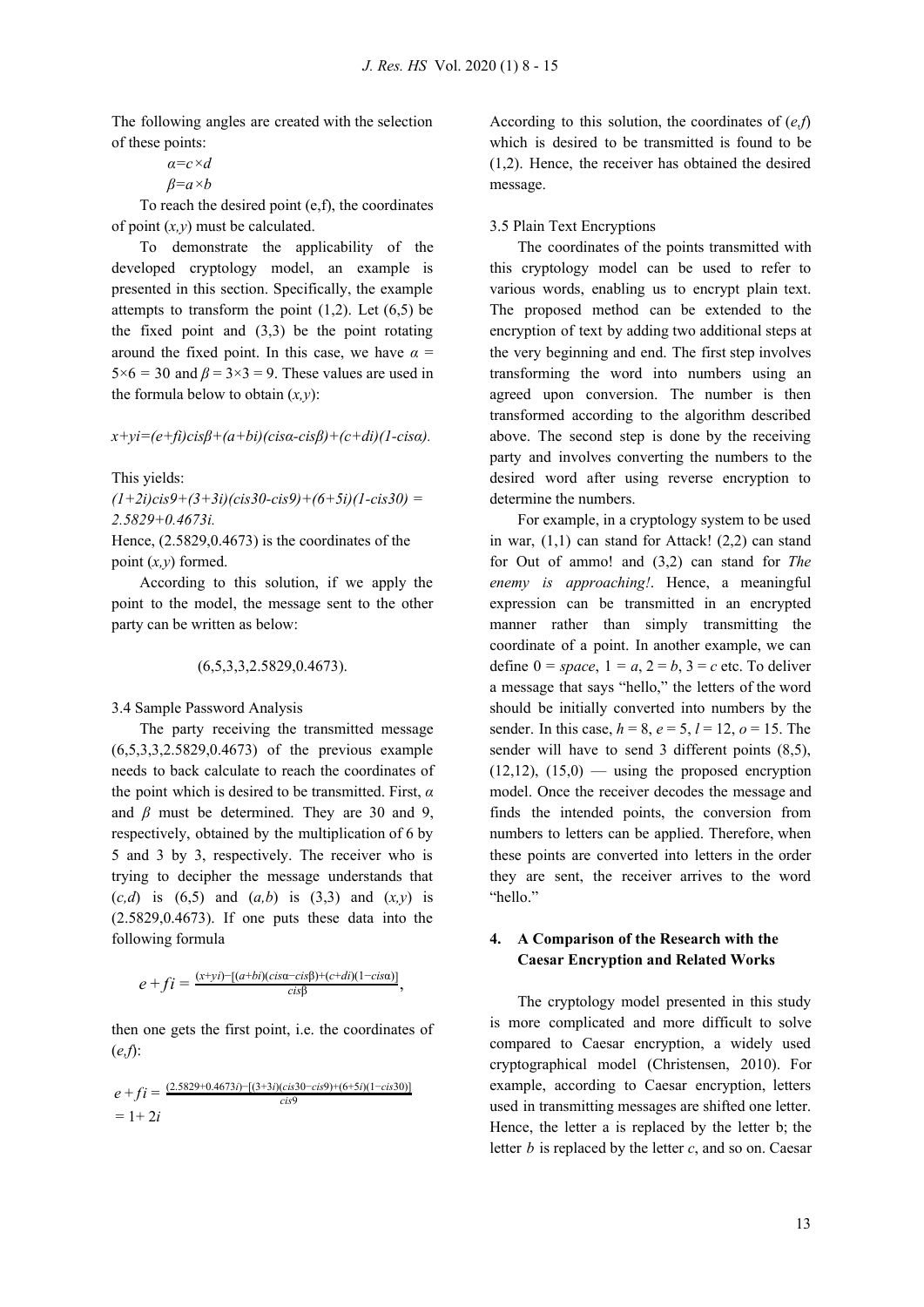The following angles are created with the selection of these points:

$\alpha = c \times d$

$\beta = a \times b$

To reach the desired point (e,f), the coordinates of point $(x,y)$ must be calculated.

To demonstrate the applicability of the developed cryptology model, an example is presented in this section. Specifically, the example attempts to transform the point (1,2). Let (6,5) be the fixed point and (3,3) be the point rotating around the fixed point. In this case, we have $\alpha = 5\times6 = 30$ and $\beta = 3\times3 = 9$. These values are used in the formula below to obtain $(x,y)$:

$$x+yi=(e+fi)cis\beta+(a+bi)(cis\alpha-cis\beta)+(c+di)(1-cis\alpha).$$

This yields:

$$(1+2i)cis9+(3+3i)(cis30-cis9)+(6+5i)(1-cis30) = 2.5829+0.4673i.$$

Hence, (2.5829,0.4673) is the coordinates of the point $(x,y)$ formed.

According to this solution, if we apply the point to the model, the message sent to the other party can be written as below:

(6,5,3,3,2.5829,0.4673).

3.4 Sample Password Analysis

The party receiving the transmitted message (6,5,3,3,2.5829,0.4673) of the previous example needs to back calculate to reach the coordinates of the point which is desired to be transmitted. First, $\alpha$ and $\beta$ must be determined. They are 30 and 9, respectively, obtained by the multiplication of 6 by 5 and 3 by 3, respectively. The receiver who is trying to decipher the message understands that $(c,d)$ is (6,5) and $(a,b)$ is (3,3) and $(x,y)$ is (2.5829,0.4673). If one puts these data into the following formula

$$e+fi = \frac{(x+yi)-[(a+bi)(cis\alpha-cis\beta)+(c+di)(1-cis\alpha)]}{cis\beta},$$

then one gets the first point, i.e. the coordinates of $(e,f)$:

$$e+fi = \frac{(2.5829+0.4673i)-[(3+3i)(cis30-cis9)+(6+5i)(1-cis30)]}{cis9}$$
$$= 1+2i$$

According to this solution, the coordinates of $(e,f)$ which is desired to be transmitted is found to be (1,2). Hence, the receiver has obtained the desired message.

3.5 Plain Text Encryptions

The coordinates of the points transmitted with this cryptology model can be used to refer to various words, enabling us to encrypt plain text. The proposed method can be extended to the encryption of text by adding two additional steps at the very beginning and end. The first step involves transforming the word into numbers using an agreed upon conversion. The number is then transformed according to the algorithm described above. The second step is done by the receiving party and involves converting the numbers to the desired word after using reverse encryption to determine the numbers.

For example, in a cryptology system to be used in war, (1,1) can stand for Attack! (2,2) can stand for Out of ammo! and (3,2) can stand for *The enemy is approaching!*. Hence, a meaningful expression can be transmitted in an encrypted manner rather than simply transmitting the coordinate of a point. In another example, we can define 0 = *space*, 1 = *a*, 2 = *b*, 3 = *c* etc. To deliver a message that says "hello," the letters of the word should be initially converted into numbers by the sender. In this case, *h* = 8, *e* = 5, *l* = 12, *o* = 15. The sender will have to send 3 different points (8,5), (12,12), (15,0) — using the proposed encryption model. Once the receiver decodes the message and finds the intended points, the conversion from numbers to letters can be applied. Therefore, when these points are converted into letters in the order they are sent, the receiver arrives to the word "hello."

## 4. A Comparison of the Research with the Caesar Encryption and Related Works

The cryptology model presented in this study is more complicated and more difficult to solve compared to Caesar encryption, a widely used cryptographical model (Christensen, 2010). For example, according to Caesar encryption, letters used in transmitting messages are shifted one letter. Hence, the letter a is replaced by the letter b; the letter *b* is replaced by the letter *c*, and so on. Caesar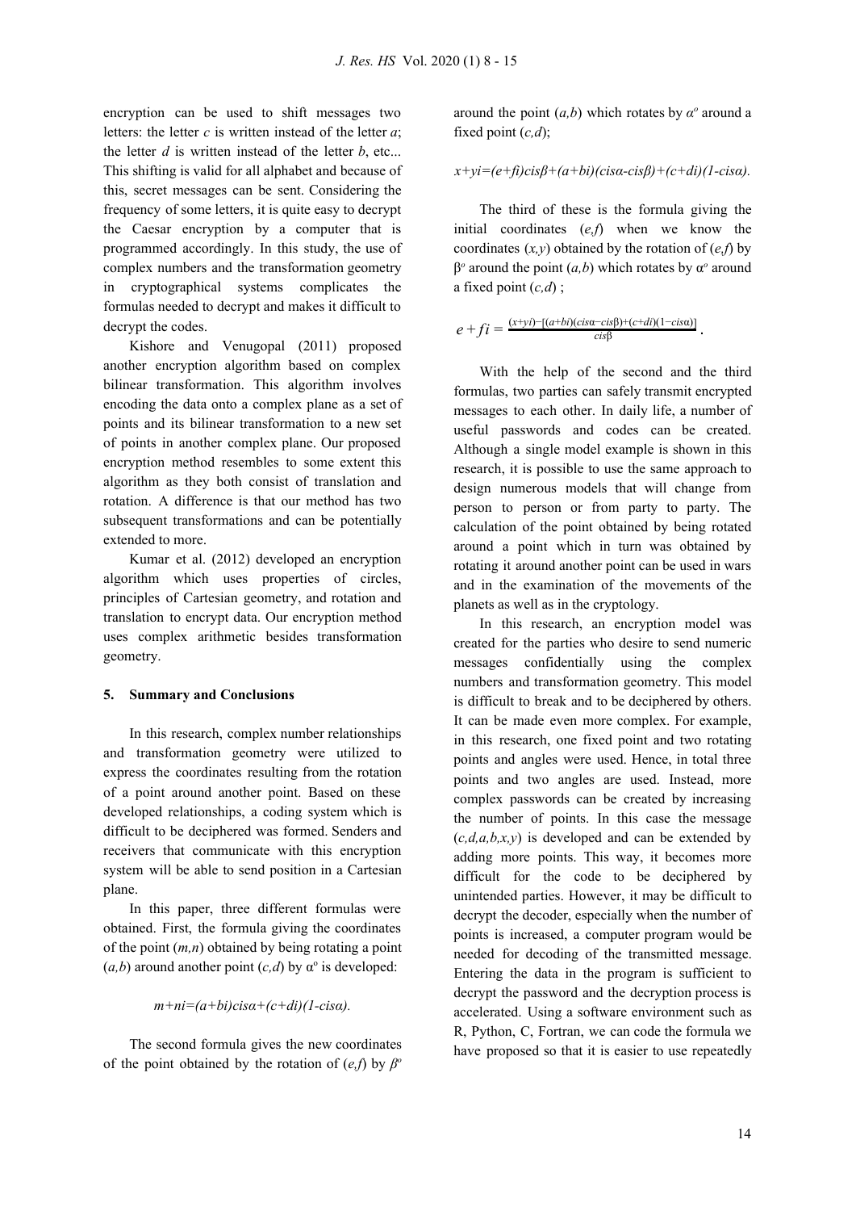encryption can be used to shift messages two letters: the letter *c* is written instead of the letter *a*; the letter *d* is written instead of the letter *b*, etc... This shifting is valid for all alphabet and because of this, secret messages can be sent. Considering the frequency of some letters, it is quite easy to decrypt the Caesar encryption by a computer that is programmed accordingly. In this study, the use of complex numbers and the transformation geometry in cryptographical systems complicates the formulas needed to decrypt and makes it difficult to decrypt the codes.

Kishore and Venugopal (2011) proposed another encryption algorithm based on complex bilinear transformation. This algorithm involves encoding the data onto a complex plane as a set of points and its bilinear transformation to a new set of points in another complex plane. Our proposed encryption method resembles to some extent this algorithm as they both consist of translation and rotation. A difference is that our method has two subsequent transformations and can be potentially extended to more.

Kumar et al. (2012) developed an encryption algorithm which uses properties of circles, principles of Cartesian geometry, and rotation and translation to encrypt data. Our encryption method uses complex arithmetic besides transformation geometry.

## 5. Summary and Conclusions

In this research, complex number relationships and transformation geometry were utilized to express the coordinates resulting from the rotation of a point around another point. Based on these developed relationships, a coding system which is difficult to be deciphered was formed. Senders and receivers that communicate with this encryption system will be able to send position in a Cartesian plane.

In this paper, three different formulas were obtained. First, the formula giving the coordinates of the point $(m,n)$ obtained by being rotating a point $(a,b)$ around another point $(c,d)$ by $\alpha^o$ is developed:

$$m+ni=(a+bi)cis\alpha+(c+di)(1-cis\alpha).$$

The second formula gives the new coordinates of the point obtained by the rotation of $(e,f)$ by $\beta^o$ around the point $(a,b)$ which rotates by $\alpha^o$ around a fixed point $(c,d)$;

$$x+yi=(e+fi)cis\beta+(a+bi)(cis\alpha-cis\beta)+(c+di)(1-cis\alpha).$$

The third of these is the formula giving the initial coordinates $(e,f)$ when we know the coordinates $(x,y)$ obtained by the rotation of $(e,f)$ by $\beta^o$ around the point $(a,b)$ which rotates by $\alpha^o$ around a fixed point $(c,d)$ ;

$$e+fi=\frac{(x+yi)-[(a+bi)(cis\alpha-cis\beta)+(c+di)(1-cis\alpha)]}{cis\beta}.$$

With the help of the second and the third formulas, two parties can safely transmit encrypted messages to each other. In daily life, a number of useful passwords and codes can be created. Although a single model example is shown in this research, it is possible to use the same approach to design numerous models that will change from person to person or from party to party. The calculation of the point obtained by being rotated around a point which in turn was obtained by rotating it around another point can be used in wars and in the examination of the movements of the planets as well as in the cryptology.

In this research, an encryption model was created for the parties who desire to send numeric messages confidentially using the complex numbers and transformation geometry. This model is difficult to break and to be deciphered by others. It can be made even more complex. For example, in this research, one fixed point and two rotating points and angles were used. Hence, in total three points and two angles are used. Instead, more complex passwords can be created by increasing the number of points. In this case the message $(c,d,a,b,x,y)$ is developed and can be extended by adding more points. This way, it becomes more difficult for the code to be deciphered by unintended parties. However, it may be difficult to decrypt the decoder, especially when the number of points is increased, a computer program would be needed for decoding of the transmitted message. Entering the data in the program is sufficient to decrypt the password and the decryption process is accelerated. Using a software environment such as R, Python, C, Fortran, we can code the formula we have proposed so that it is easier to use repeatedly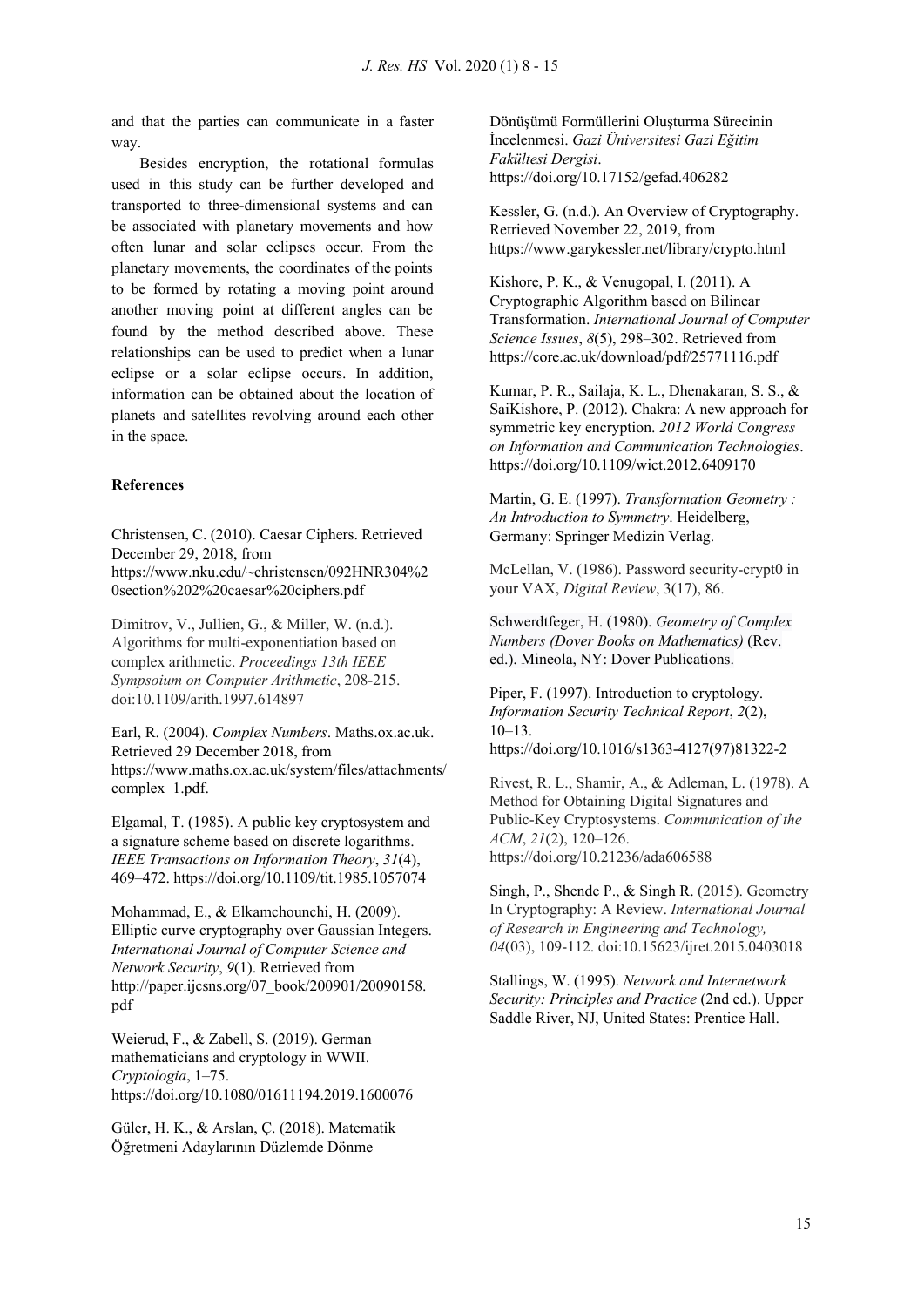and that the parties can communicate in a faster way.

Besides encryption, the rotational formulas used in this study can be further developed and transported to three-dimensional systems and can be associated with planetary movements and how often lunar and solar eclipses occur. From the planetary movements, the coordinates of the points to be formed by rotating a moving point around another moving point at different angles can be found by the method described above. These relationships can be used to predict when a lunar eclipse or a solar eclipse occurs. In addition, information can be obtained about the location of planets and satellites revolving around each other in the space.

**References**

Christensen, C. (2010). Caesar Ciphers. Retrieved December 29, 2018, from https://www.nku.edu/~christensen/092HNR304%20section%202%20caesar%20ciphers.pdf

Dimitrov, V., Jullien, G., & Miller, W. (n.d.). Algorithms for multi-exponentiation based on complex arithmetic. *Proceedings 13th IEEE Sympsoium on Computer Arithmetic*, 208-215. doi:10.1109/arith.1997.614897

Earl, R. (2004). *Complex Numbers*. Maths.ox.ac.uk. Retrieved 29 December 2018, from https://www.maths.ox.ac.uk/system/files/attachments/complex_1.pdf.

Elgamal, T. (1985). A public key cryptosystem and a signature scheme based on discrete logarithms. *IEEE Transactions on Information Theory*, *31*(4), 469–472. https://doi.org/10.1109/tit.1985.1057074

Mohammad, E., & Elkamchounchi, H. (2009). Elliptic curve cryptography over Gaussian Integers. *International Journal of Computer Science and Network Security*, *9*(1). Retrieved from http://paper.ijcsns.org/07_book/200901/20090158.pdf

Weierud, F., & Zabell, S. (2019). German mathematicians and cryptology in WWII. *Cryptologia*, 1–75. https://doi.org/10.1080/01611194.2019.1600076

Güler, H. K., & Arslan, Ç. (2018). Matematik Öğretmeni Adaylarının Düzlemde Dönme Dönüşümü Formüllerini Oluşturma Sürecinin İncelenmesi. *Gazi Üniversitesi Gazi Eğitim Fakültesi Dergisi*. https://doi.org/10.17152/gefad.406282

Kessler, G. (n.d.). An Overview of Cryptography. Retrieved November 22, 2019, from https://www.garykessler.net/library/crypto.html

Kishore, P. K., & Venugopal, I. (2011). A Cryptographic Algorithm based on Bilinear Transformation. *International Journal of Computer Science Issues*, *8*(5), 298–302. Retrieved from https://core.ac.uk/download/pdf/25771116.pdf

Kumar, P. R., Sailaja, K. L., Dhenakaran, S. S., & SaiKishore, P. (2012). Chakra: A new approach for symmetric key encryption. *2012 World Congress on Information and Communication Technologies*. https://doi.org/10.1109/wict.2012.6409170

Martin, G. E. (1997). *Transformation Geometry : An Introduction to Symmetry*. Heidelberg, Germany: Springer Medizin Verlag.

McLellan, V. (1986). Password security-crypt0 in your VAX, *Digital Review*, 3(17), 86.

Schwerdtfeger, H. (1980). *Geometry of Complex Numbers (Dover Books on Mathematics)* (Rev. ed.). Mineola, NY: Dover Publications.

Piper, F. (1997). Introduction to cryptology. *Information Security Technical Report*, *2*(2), 10–13. https://doi.org/10.1016/s1363-4127(97)81322-2

Rivest, R. L., Shamir, A., & Adleman, L. (1978). A Method for Obtaining Digital Signatures and Public-Key Cryptosystems. *Communication of the ACM*, *21*(2), 120–126. https://doi.org/10.21236/ada606588

Singh, P., Shende P., & Singh R. (2015). Geometry In Cryptography: A Review. *International Journal of Research in Engineering and Technology, 04*(03), 109-112. doi:10.15623/ijret.2015.0403018

Stallings, W. (1995). *Network and Internetwork Security: Principles and Practice* (2nd ed.). Upper Saddle River, NJ, United States: Prentice Hall.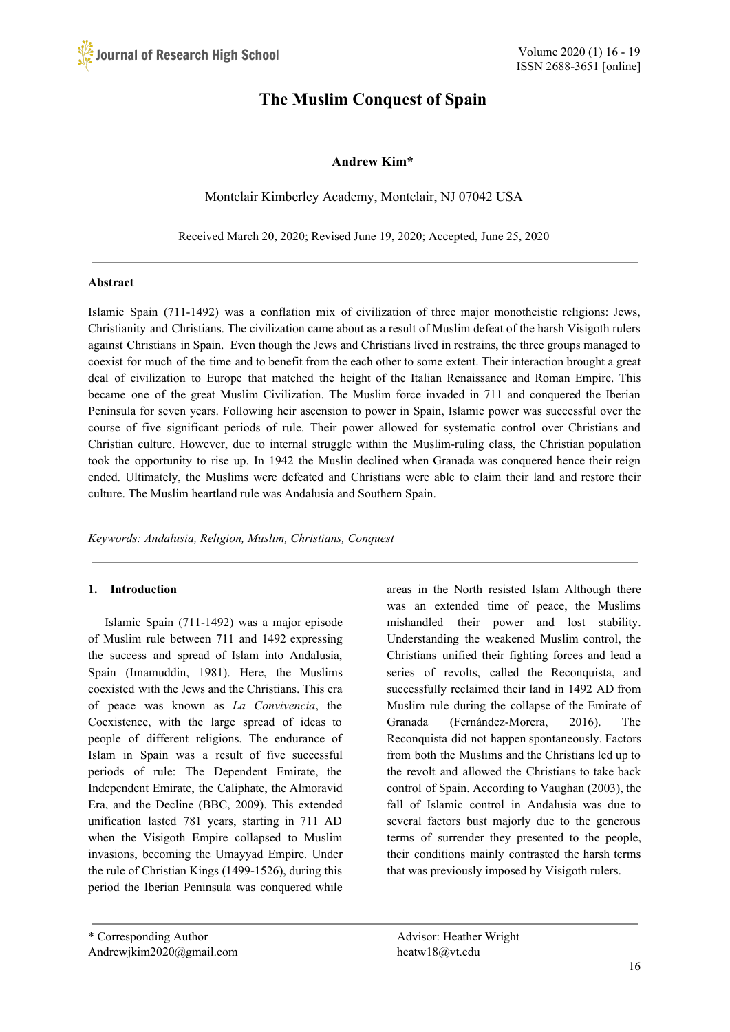# The Muslim Conquest of Spain

**Andrew Kim***

Montclair Kimberley Academy, Montclair, NJ 07042 USA

Received March 20, 2020; Revised June 19, 2020; Accepted, June 25, 2020

---

### Abstract

Islamic Spain (711-1492) was a conflation mix of civilization of three major monotheistic religions: Jews, Christianity and Christians. The civilization came about as a result of Muslim defeat of the harsh Visigoth rulers against Christians in Spain. Even though the Jews and Christians lived in restrains, the three groups managed to coexist for much of the time and to benefit from the each other to some extent. Their interaction brought a great deal of civilization to Europe that matched the height of the Italian Renaissance and Roman Empire. This became one of the great Muslim Civilization. The Muslim force invaded in 711 and conquered the Iberian Peninsula for seven years. Following heir ascension to power in Spain, Islamic power was successful over the course of five significant periods of rule. Their power allowed for systematic control over Christians and Christian culture. However, due to internal struggle within the Muslim-ruling class, the Christian population took the opportunity to rise up. In 1942 the Muslin declined when Granada was conquered hence their reign ended. Ultimately, the Muslims were defeated and Christians were able to claim their land and restore their culture. The Muslim heartland rule was Andalusia and Southern Spain.

*Keywords: Andalusia, Religion, Muslim, Christians, Conquest*

---

## 1. Introduction

Islamic Spain (711-1492) was a major episode of Muslim rule between 711 and 1492 expressing the success and spread of Islam into Andalusia, Spain (Imamuddin, 1981). Here, the Muslims coexisted with the Jews and the Christians. This era of peace was known as *La Convivencia*, the Coexistence, with the large spread of ideas to people of different religions. The endurance of Islam in Spain was a result of five successful periods of rule: The Dependent Emirate, the Independent Emirate, the Caliphate, the Almoravid Era, and the Decline (BBC, 2009). This extended unification lasted 781 years, starting in 711 AD when the Visigoth Empire collapsed to Muslim invasions, becoming the Umayyad Empire. Under the rule of Christian Kings (1499-1526), during this period the Iberian Peninsula was conquered while areas in the North resisted Islam Although there was an extended time of peace, the Muslims mishandled their power and lost stability. Understanding the weakened Muslim control, the Christians unified their fighting forces and lead a series of revolts, called the Reconquista, and successfully reclaimed their land in 1492 AD from Muslim rule during the collapse of the Emirate of Granada (Fernández-Morera, 2016). The Reconquista did not happen spontaneously. Factors from both the Muslims and the Christians led up to the revolt and allowed the Christians to take back control of Spain. According to Vaughan (2003), the fall of Islamic control in Andalusia was due to several factors bust majorly due to the generous terms of surrender they presented to the people, their conditions mainly contrasted the harsh terms that was previously imposed by Visigoth rulers.

---

\* Corresponding Author
Andrewjkim2020@gmail.com

Advisor: Heather Wright
heatw18@vt.edu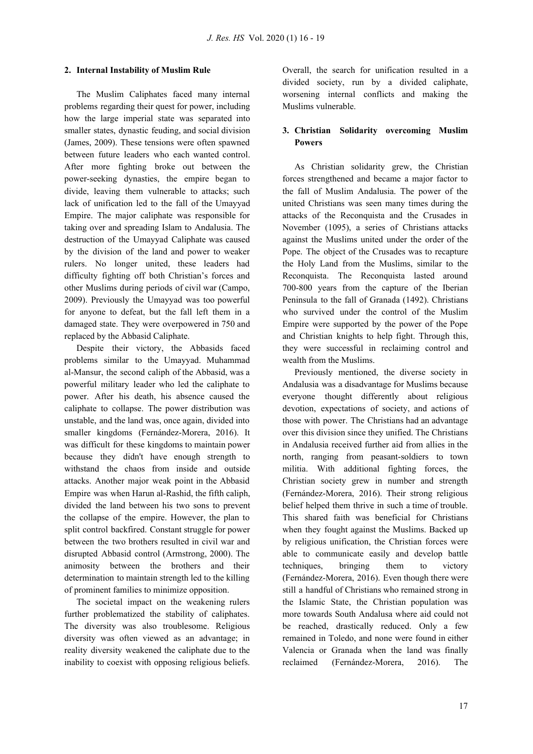## 2. Internal Instability of Muslim Rule

The Muslim Caliphates faced many internal problems regarding their quest for power, including how the large imperial state was separated into smaller states, dynastic feuding, and social division (James, 2009). These tensions were often spawned between future leaders who each wanted control. After more fighting broke out between the power-seeking dynasties, the empire began to divide, leaving them vulnerable to attacks; such lack of unification led to the fall of the Umayyad Empire. The major caliphate was responsible for taking over and spreading Islam to Andalusia. The destruction of the Umayyad Caliphate was caused by the division of the land and power to weaker rulers. No longer united, these leaders had difficulty fighting off both Christian's forces and other Muslims during periods of civil war (Campo, 2009). Previously the Umayyad was too powerful for anyone to defeat, but the fall left them in a damaged state. They were overpowered in 750 and replaced by the Abbasid Caliphate.

Despite their victory, the Abbasids faced problems similar to the Umayyad. Muhammad al-Mansur, the second caliph of the Abbasid, was a powerful military leader who led the caliphate to power. After his death, his absence caused the caliphate to collapse. The power distribution was unstable, and the land was, once again, divided into smaller kingdoms (Fernández-Morera, 2016). It was difficult for these kingdoms to maintain power because they didn't have enough strength to withstand the chaos from inside and outside attacks. Another major weak point in the Abbasid Empire was when Harun al-Rashid, the fifth caliph, divided the land between his two sons to prevent the collapse of the empire. However, the plan to split control backfired. Constant struggle for power between the two brothers resulted in civil war and disrupted Abbasid control (Armstrong, 2000). The animosity between the brothers and their determination to maintain strength led to the killing of prominent families to minimize opposition.

The societal impact on the weakening rulers further problematized the stability of caliphates. The diversity was also troublesome. Religious diversity was often viewed as an advantage; in reality diversity weakened the caliphate due to the inability to coexist with opposing religious beliefs. Overall, the search for unification resulted in a divided society, run by a divided caliphate, worsening internal conflicts and making the Muslims vulnerable.

## 3. Christian Solidarity overcoming Muslim Powers

As Christian solidarity grew, the Christian forces strengthened and became a major factor to the fall of Muslim Andalusia. The power of the united Christians was seen many times during the attacks of the Reconquista and the Crusades in November (1095), a series of Christians attacks against the Muslims united under the order of the Pope. The object of the Crusades was to recapture the Holy Land from the Muslims, similar to the Reconquista. The Reconquista lasted around 700-800 years from the capture of the Iberian Peninsula to the fall of Granada (1492). Christians who survived under the control of the Muslim Empire were supported by the power of the Pope and Christian knights to help fight. Through this, they were successful in reclaiming control and wealth from the Muslims.

Previously mentioned, the diverse society in Andalusia was a disadvantage for Muslims because everyone thought differently about religious devotion, expectations of society, and actions of those with power. The Christians had an advantage over this division since they unified. The Christians in Andalusia received further aid from allies in the north, ranging from peasant-soldiers to town militia. With additional fighting forces, the Christian society grew in number and strength (Fernández-Morera, 2016). Their strong religious belief helped them thrive in such a time of trouble. This shared faith was beneficial for Christians when they fought against the Muslims. Backed up by religious unification, the Christian forces were able to communicate easily and develop battle techniques, bringing them to victory (Fernández-Morera, 2016). Even though there were still a handful of Christians who remained strong in the Islamic State, the Christian population was more towards South Andalusa where aid could not be reached, drastically reduced. Only a few remained in Toledo, and none were found in either Valencia or Granada when the land was finally reclaimed (Fernández-Morera, 2016). The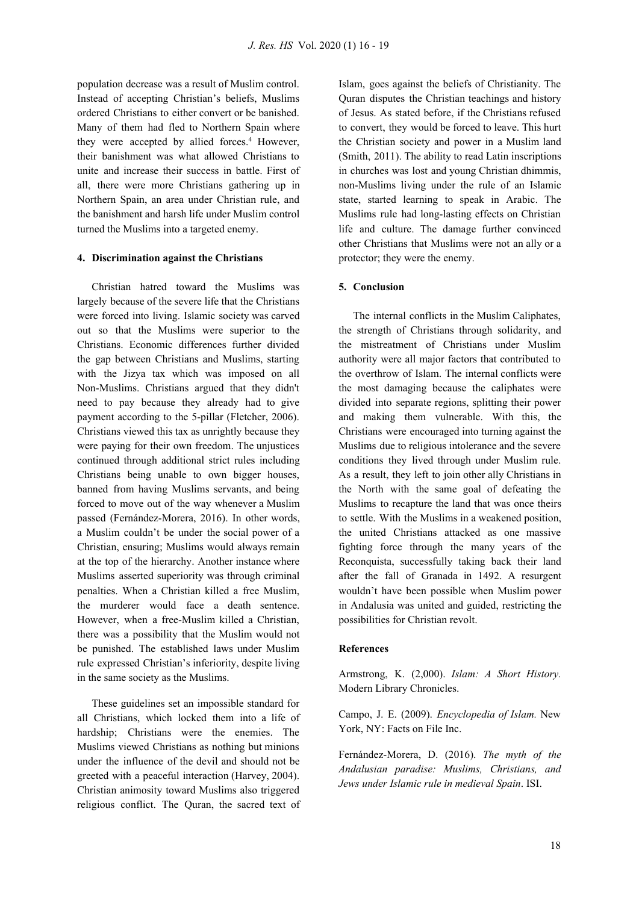population decrease was a result of Muslim control. Instead of accepting Christian's beliefs, Muslims ordered Christians to either convert or be banished. Many of them had fled to Northern Spain where they were accepted by allied forces.[4] However, their banishment was what allowed Christians to unite and increase their success in battle. First of all, there were more Christians gathering up in Northern Spain, an area under Christian rule, and the banishment and harsh life under Muslim control turned the Muslims into a targeted enemy.

## 4. Discrimination against the Christians

Christian hatred toward the Muslims was largely because of the severe life that the Christians were forced into living. Islamic society was carved out so that the Muslims were superior to the Christians. Economic differences further divided the gap between Christians and Muslims, starting with the Jizya tax which was imposed on all Non-Muslims. Christians argued that they didn't need to pay because they already had to give payment according to the 5-pillar (Fletcher, 2006). Christians viewed this tax as unrightly because they were paying for their own freedom. The unjustices continued through additional strict rules including Christians being unable to own bigger houses, banned from having Muslims servants, and being forced to move out of the way whenever a Muslim passed (Fernández-Morera, 2016). In other words, a Muslim couldn't be under the social power of a Christian, ensuring; Muslims would always remain at the top of the hierarchy. Another instance where Muslims asserted superiority was through criminal penalties. When a Christian killed a free Muslim, the murderer would face a death sentence. However, when a free-Muslim killed a Christian, there was a possibility that the Muslim would not be punished. The established laws under Muslim rule expressed Christian's inferiority, despite living in the same society as the Muslims.

These guidelines set an impossible standard for all Christians, which locked them into a life of hardship; Christians were the enemies. The Muslims viewed Christians as nothing but minions under the influence of the devil and should not be greeted with a peaceful interaction (Harvey, 2004). Christian animosity toward Muslims also triggered religious conflict. The Quran, the sacred text of Islam, goes against the beliefs of Christianity. The Quran disputes the Christian teachings and history of Jesus. As stated before, if the Christians refused to convert, they would be forced to leave. This hurt the Christian society and power in a Muslim land (Smith, 2011). The ability to read Latin inscriptions in churches was lost and young Christian dhimmis, non-Muslims living under the rule of an Islamic state, started learning to speak in Arabic. The Muslims rule had long-lasting effects on Christian life and culture. The damage further convinced other Christians that Muslims were not an ally or a protector; they were the enemy.

## 5. Conclusion

The internal conflicts in the Muslim Caliphates, the strength of Christians through solidarity, and the mistreatment of Christians under Muslim authority were all major factors that contributed to the overthrow of Islam. The internal conflicts were the most damaging because the caliphates were divided into separate regions, splitting their power and making them vulnerable. With this, the Christians were encouraged into turning against the Muslims due to religious intolerance and the severe conditions they lived through under Muslim rule. As a result, they left to join other ally Christians in the North with the same goal of defeating the Muslims to recapture the land that was once theirs to settle. With the Muslims in a weakened position, the united Christians attacked as one massive fighting force through the many years of the Reconquista, successfully taking back their land after the fall of Granada in 1492. A resurgent wouldn't have been possible when Muslim power in Andalusia was united and guided, restricting the possibilities for Christian revolt.

## References

Armstrong, K. (2,000). *Islam: A Short History.* Modern Library Chronicles.

Campo, J. E. (2009). *Encyclopedia of Islam.* New York, NY: Facts on File Inc.

Fernández-Morera, D. (2016). *The myth of the Andalusian paradise: Muslims, Christians, and Jews under Islamic rule in medieval Spain*. ISI.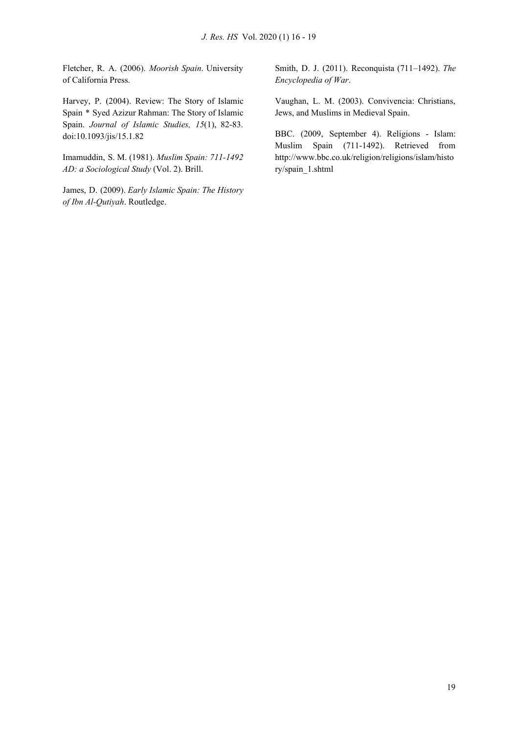Fletcher, R. A. (2006). *Moorish Spain*. University of California Press.

Harvey, P. (2004). Review: The Story of Islamic Spain * Syed Azizur Rahman: The Story of Islamic Spain. *Journal of Islamic Studies, 15*(1), 82-83. doi:10.1093/jis/15.1.82

Imamuddin, S. M. (1981). *Muslim Spain: 711-1492 AD: a Sociological Study* (Vol. 2). Brill.

James, D. (2009). *Early Islamic Spain: The History of Ibn Al-Qutiyah*. Routledge.

Smith, D. J. (2011). Reconquista (711–1492). *The Encyclopedia of War*.

Vaughan, L. M. (2003). Convivencia: Christians, Jews, and Muslims in Medieval Spain.

BBC. (2009, September 4). Religions - Islam: Muslim Spain (711-1492). Retrieved from http://www.bbc.co.uk/religion/religions/islam/history/spain_1.shtml